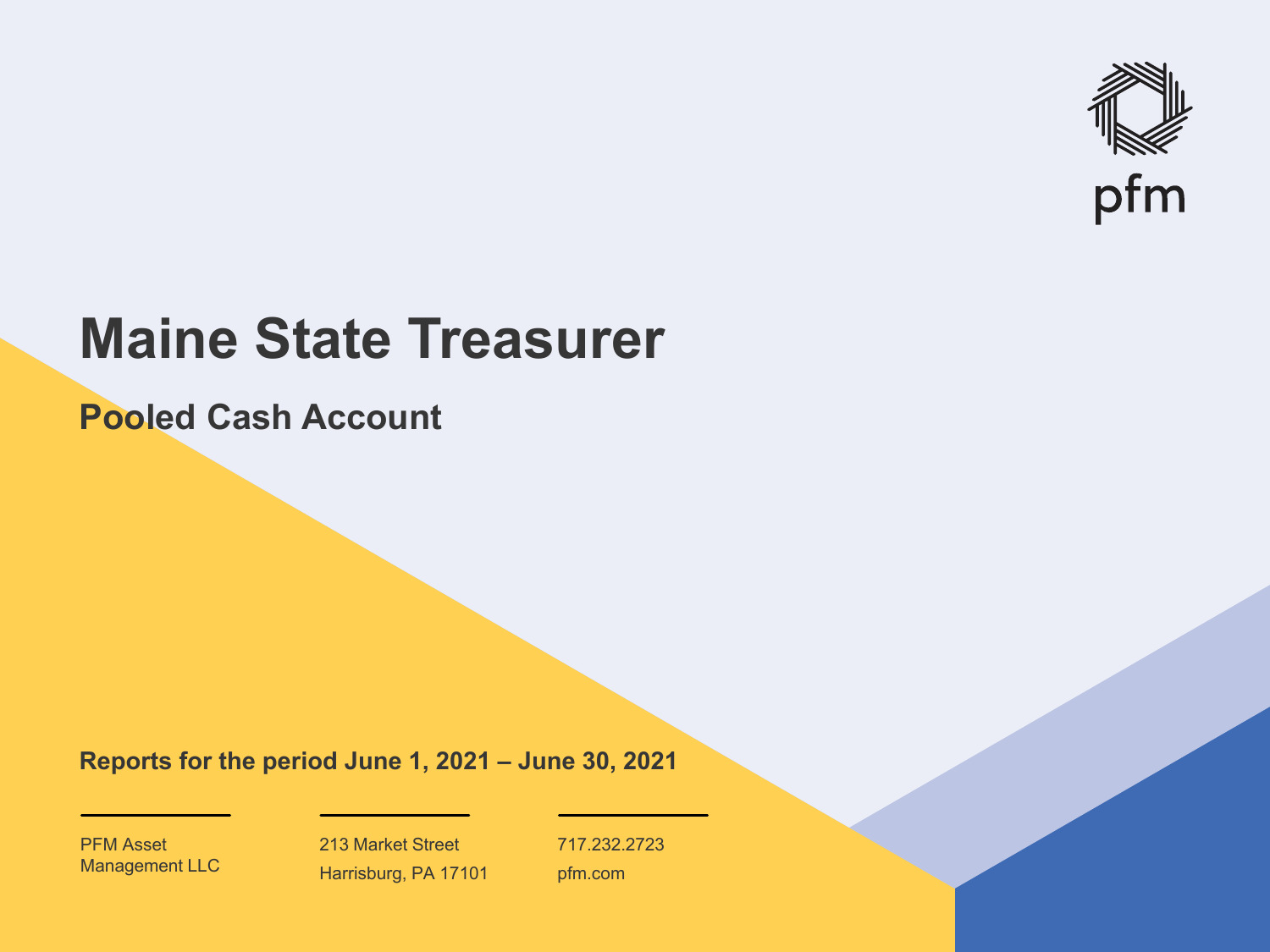pfm

# Maine State Treasurer

## Pooled Cash Account

**Reports for the period June 1, 2021 – June 30, 2021**

PFM Asset Management LLC

213 Market Street
Harrisburg, PA 17101

717.232.2723
pfm.com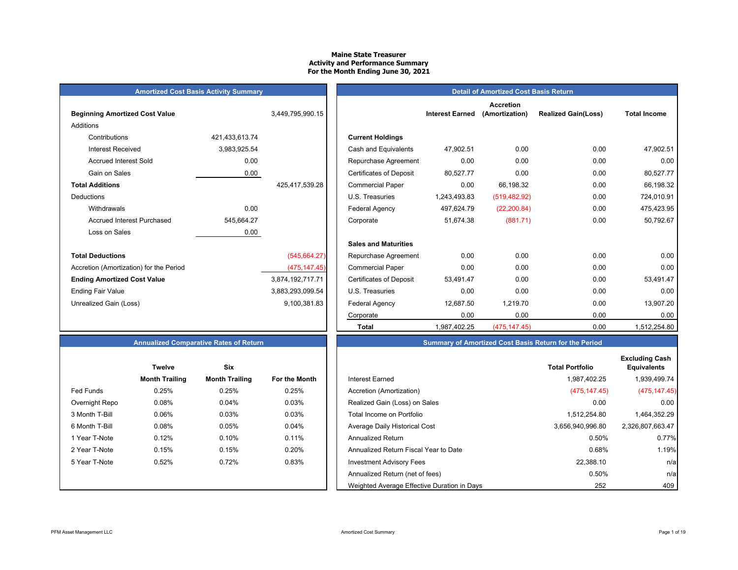# Maine State Treasurer
## Activity and Performance Summary
### For the Month Ending June 30, 2021

## Amortized Cost Basis Activity Summary

| | | |
|---|---|---|
| **Beginning Amortized Cost Value** | | 3,449,795,990.15 |
| Additions | | |
| Contributions | 421,433,613.74 | |
| Interest Received | 3,983,925.54 | |
| Accrued Interest Sold | 0.00 | |
| Gain on Sales | 0.00 | |
| **Total Additions** | | 425,417,539.28 |
| Deductions | | |
| Withdrawals | 0.00 | |
| Accrued Interest Purchased | 545,664.27 | |
| Loss on Sales | 0.00 | |
| **Total Deductions** | | (545,664.27) |
| Accretion (Amortization) for the Period | | (475,147.45) |
| **Ending Amortized Cost Value** | | 3,874,192,717.71 |
| Ending Fair Value | | 3,883,293,099.54 |
| Unrealized Gain (Loss) | | 9,100,381.83 |

## Detail of Amortized Cost Basis Return

| | Interest Earned | Accretion (Amortization) | Realized Gain(Loss) | Total Income |
|---|---|---|---|---|
| **Current Holdings** | | | | |
| Cash and Equivalents | 47,902.51 | 0.00 | 0.00 | 47,902.51 |
| Repurchase Agreement | 0.00 | 0.00 | 0.00 | 0.00 |
| Certificates of Deposit | 80,527.77 | 0.00 | 0.00 | 80,527.77 |
| Commercial Paper | 0.00 | 66,198.32 | 0.00 | 66,198.32 |
| U.S. Treasuries | 1,243,493.83 | (519,482.92) | 0.00 | 724,010.91 |
| Federal Agency | 497,624.79 | (22,200.84) | 0.00 | 475,423.95 |
| Corporate | 51,674.38 | (881.71) | 0.00 | 50,792.67 |
| **Sales and Maturities** | | | | |
| Repurchase Agreement | 0.00 | 0.00 | 0.00 | 0.00 |
| Commercial Paper | 0.00 | 0.00 | 0.00 | 0.00 |
| Certificates of Deposit | 53,491.47 | 0.00 | 0.00 | 53,491.47 |
| U.S. Treasuries | 0.00 | 0.00 | 0.00 | 0.00 |
| Federal Agency | 12,687.50 | 1,219.70 | 0.00 | 13,907.20 |
| Corporate | 0.00 | 0.00 | 0.00 | 0.00 |
| **Total** | 1,987,402.25 | (475,147.45) | 0.00 | 1,512,254.80 |

## Annualized Comparative Rates of Return

| | Twelve Month Trailing | Six Month Trailing | For the Month |
|---|---|---|---|
| Fed Funds | 0.25% | 0.25% | 0.25% |
| Overnight Repo | 0.08% | 0.04% | 0.03% |
| 3 Month T-Bill | 0.06% | 0.03% | 0.03% |
| 6 Month T-Bill | 0.08% | 0.05% | 0.04% |
| 1 Year T-Note | 0.12% | 0.10% | 0.11% |
| 2 Year T-Note | 0.15% | 0.15% | 0.20% |
| 5 Year T-Note | 0.52% | 0.72% | 0.83% |

## Summary of Amortized Cost Basis Return for the Period

| | Total Portfolio | Excluding Cash Equivalents |
|---|---|---|
| Interest Earned | 1,987,402.25 | 1,939,499.74 |
| Accretion (Amortization) | (475,147.45) | (475,147.45) |
| Realized Gain (Loss) on Sales | 0.00 | 0.00 |
| Total Income on Portfolio | 1,512,254.80 | 1,464,352.29 |
| Average Daily Historical Cost | 3,656,940,996.80 | 2,326,807,663.47 |
| Annualized Return | 0.50% | 0.77% |
| Annualized Return Fiscal Year to Date | 0.68% | 1.19% |
| Investment Advisory Fees | 22,388.10 | n/a |
| Annualized Return (net of fees) | 0.50% | n/a |
| Weighted Average Effective Duration in Days | 252 | 409 |

PFM Asset Management LLC — Amortized Cost Summary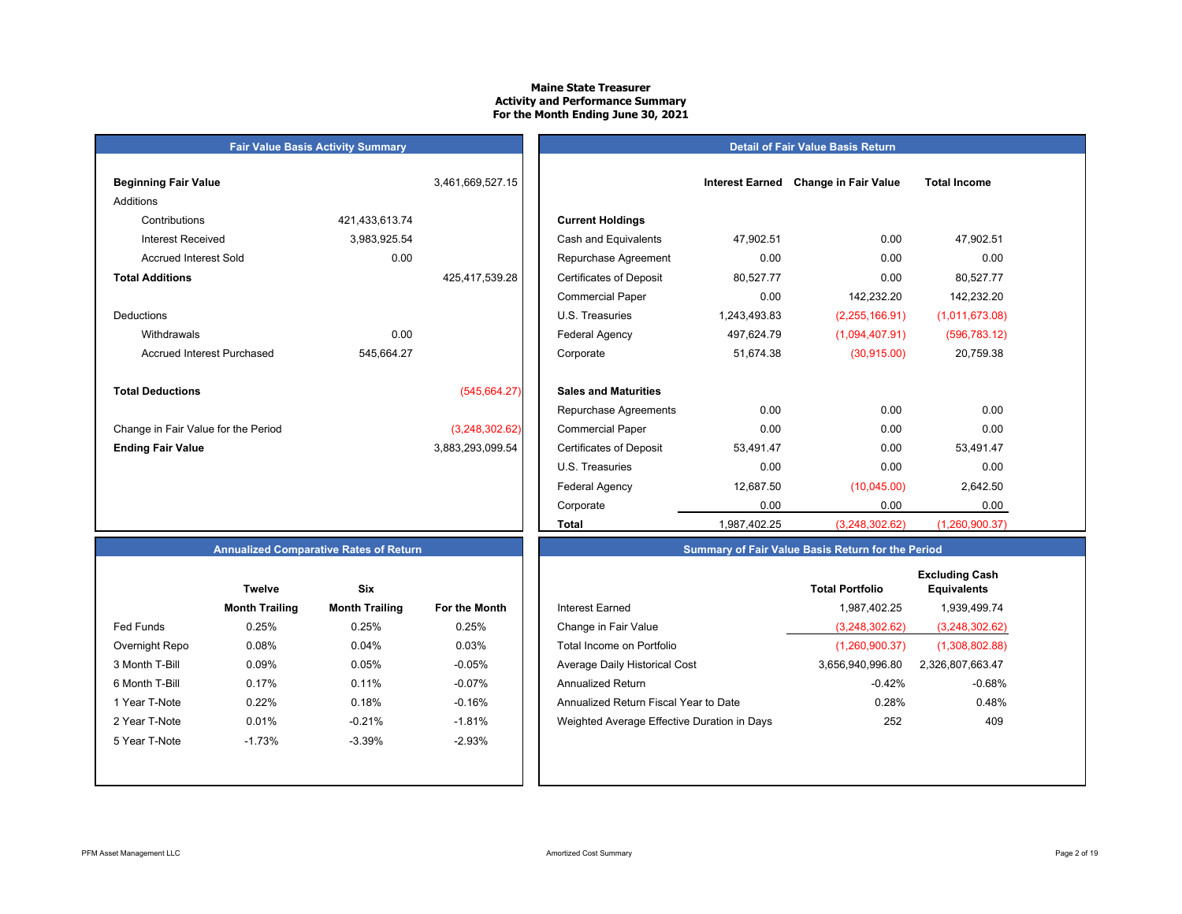# Maine State Treasurer
## Activity and Performance Summary
### For the Month Ending June 30, 2021

## Fair Value Basis Activity Summary

| | | |
|---|---|---|
| **Beginning Fair Value** | | 3,461,669,527.15 |
| Additions | | |
| Contributions | 421,433,613.74 | |
| Interest Received | 3,983,925.54 | |
| Accrued Interest Sold | 0.00 | |
| **Total Additions** | | 425,417,539.28 |
| Deductions | | |
| Withdrawals | 0.00 | |
| Accrued Interest Purchased | 545,664.27 | |
| **Total Deductions** | | (545,664.27) |
| Change in Fair Value for the Period | | (3,248,302.62) |
| **Ending Fair Value** | | 3,883,293,099.54 |

## Detail of Fair Value Basis Return

| | Interest Earned | Change in Fair Value | Total Income |
|---|---|---|---|
| **Current Holdings** | | | |
| Cash and Equivalents | 47,902.51 | 0.00 | 47,902.51 |
| Repurchase Agreement | 0.00 | 0.00 | 0.00 |
| Certificates of Deposit | 80,527.77 | 0.00 | 80,527.77 |
| Commercial Paper | 0.00 | 142,232.20 | 142,232.20 |
| U.S. Treasuries | 1,243,493.83 | (2,255,166.91) | (1,011,673.08) |
| Federal Agency | 497,624.79 | (1,094,407.91) | (596,783.12) |
| Corporate | 51,674.38 | (30,915.00) | 20,759.38 |
| **Sales and Maturities** | | | |
| Repurchase Agreements | 0.00 | 0.00 | 0.00 |
| Commercial Paper | 0.00 | 0.00 | 0.00 |
| Certificates of Deposit | 53,491.47 | 0.00 | 53,491.47 |
| U.S. Treasuries | 0.00 | 0.00 | 0.00 |
| Federal Agency | 12,687.50 | (10,045.00) | 2,642.50 |
| Corporate | 0.00 | 0.00 | 0.00 |
| **Total** | 1,987,402.25 | (3,248,302.62) | (1,260,900.37) |

## Annualized Comparative Rates of Return

| | Twelve Month Trailing | Six Month Trailing | For the Month |
|---|---|---|---|
| Fed Funds | 0.25% | 0.25% | 0.25% |
| Overnight Repo | 0.08% | 0.04% | 0.03% |
| 3 Month T-Bill | 0.09% | 0.05% | -0.05% |
| 6 Month T-Bill | 0.17% | 0.11% | -0.07% |
| 1 Year T-Note | 0.22% | 0.18% | -0.16% |
| 2 Year T-Note | 0.01% | -0.21% | -1.81% |
| 5 Year T-Note | -1.73% | -3.39% | -2.93% |

## Summary of Fair Value Basis Return for the Period

| | Total Portfolio | Excluding Cash Equivalents |
|---|---|---|
| Interest Earned | 1,987,402.25 | 1,939,499.74 |
| Change in Fair Value | (3,248,302.62) | (3,248,302.62) |
| Total Income on Portfolio | (1,260,900.37) | (1,308,802.88) |
| Average Daily Historical Cost | 3,656,940,996.80 | 2,326,807,663.47 |
| Annualized Return | -0.42% | -0.68% |
| Annualized Return Fiscal Year to Date | 0.28% | 0.48% |
| Weighted Average Effective Duration in Days | 252 | 409 |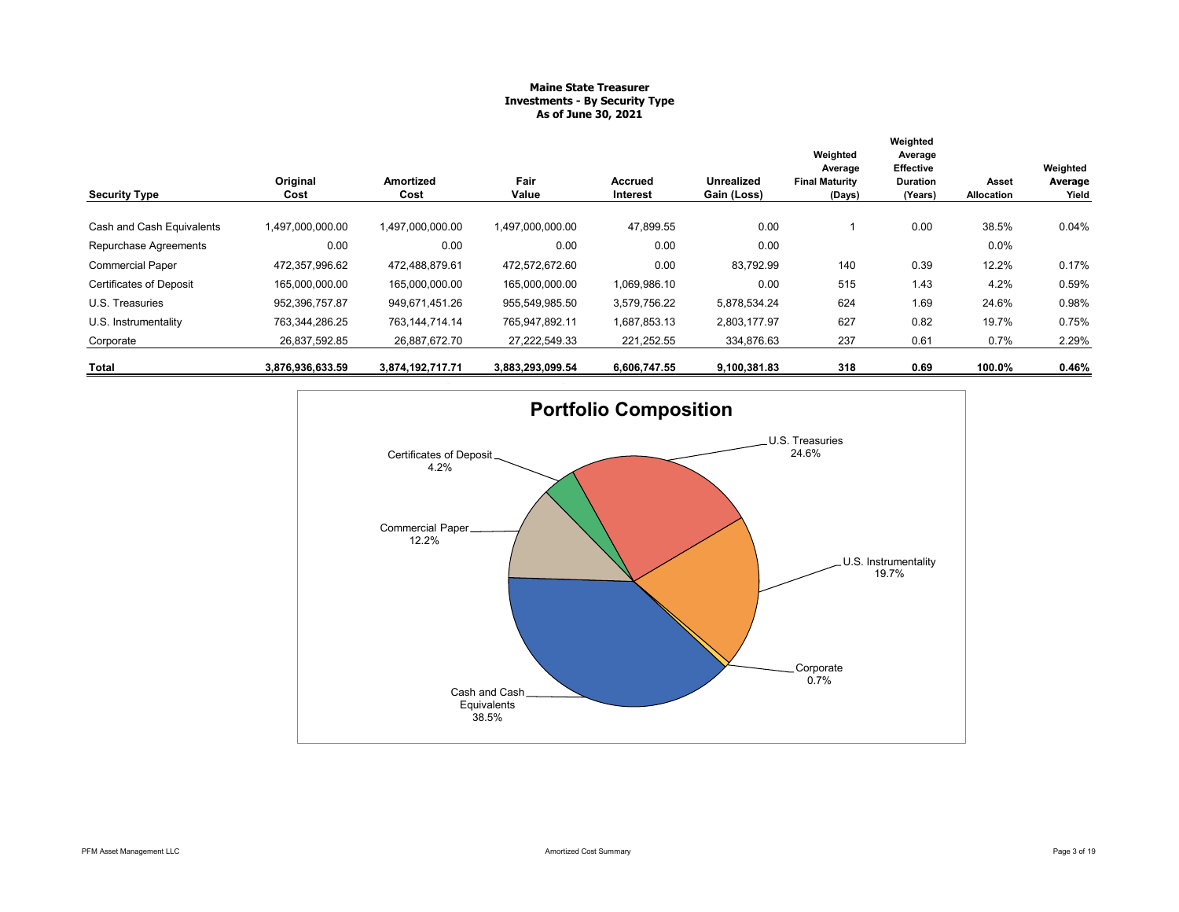# Maine State Treasurer
## Investments - By Security Type
### As of June 30, 2021

| Security Type | Original Cost | Amortized Cost | Fair Value | Accrued Interest | Unrealized Gain (Loss) | Weighted Average Final Maturity (Days) | Weighted Average Effective Duration (Years) | Asset Allocation | Weighted Average Yield |
|---|---|---|---|---|---|---|---|---|---|
| Cash and Cash Equivalents | 1,497,000,000.00 | 1,497,000,000.00 | 1,497,000,000.00 | 47,899.55 | 0.00 | 1 | 0.00 | 38.5% | 0.04% |
| Repurchase Agreements | 0.00 | 0.00 | 0.00 | 0.00 | 0.00 | | | 0.0% | |
| Commercial Paper | 472,357,996.62 | 472,488,879.61 | 472,572,672.60 | 0.00 | 83,792.99 | 140 | 0.39 | 12.2% | 0.17% |
| Certificates of Deposit | 165,000,000.00 | 165,000,000.00 | 165,000,000.00 | 1,069,986.10 | 0.00 | 515 | 1.43 | 4.2% | 0.59% |
| U.S. Treasuries | 952,396,757.87 | 949,671,451.26 | 955,549,985.50 | 3,579,756.22 | 5,878,534.24 | 624 | 1.69 | 24.6% | 0.98% |
| U.S. Instrumentality | 763,344,286.25 | 763,144,714.14 | 765,947,892.11 | 1,687,853.13 | 2,803,177.97 | 627 | 0.82 | 19.7% | 0.75% |
| Corporate | 26,837,592.85 | 26,887,672.70 | 27,222,549.33 | 221,252.55 | 334,876.63 | 237 | 0.61 | 0.7% | 2.29% |
| **Total** | **3,876,936,633.59** | **3,874,192,717.71** | **3,883,293,099.54** | **6,606,747.55** | **9,100,381.83** | **318** | **0.69** | **100.0%** | **0.46%** |

## Portfolio Composition

- Cash and Cash Equivalents 38.5%
- U.S. Treasuries 24.6%
- U.S. Instrumentality 19.7%
- Commercial Paper 12.2%
- Certificates of Deposit 4.2%
- Corporate 0.7%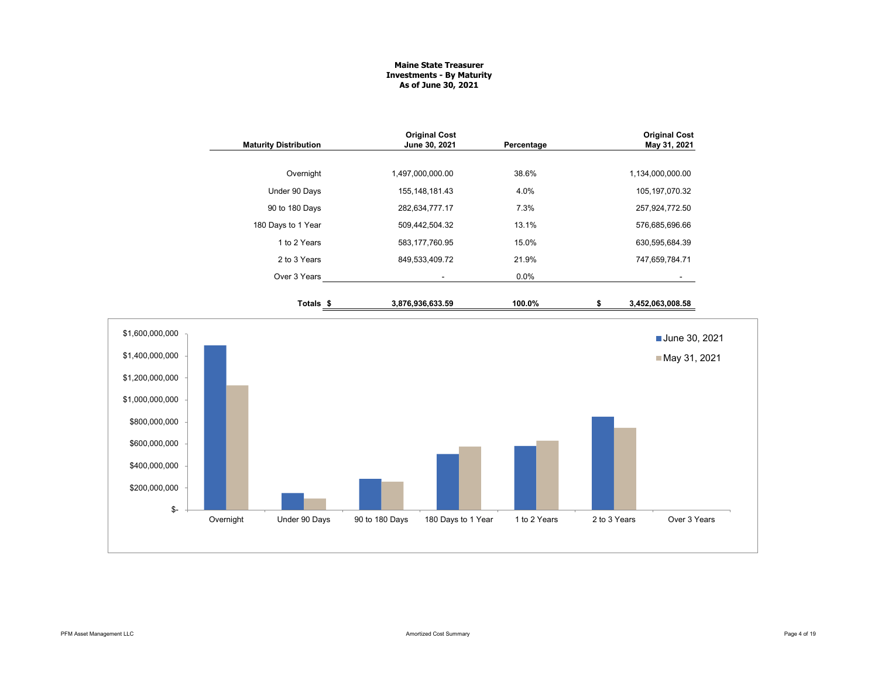# Maine State Treasurer
## Investments - By Maturity
### As of June 30, 2021

| Maturity Distribution | Original Cost June 30, 2021 | Percentage | Original Cost May 31, 2021 |
|---|---|---|---|
| Overnight | 1,497,000,000.00 | 38.6% | 1,134,000,000.00 |
| Under 90 Days | 155,148,181.43 | 4.0% | 105,197,070.32 |
| 90 to 180 Days | 282,634,777.17 | 7.3% | 257,924,772.50 |
| 180 Days to 1 Year | 509,442,504.32 | 13.1% | 576,685,696.66 |
| 1 to 2 Years | 583,177,760.95 | 15.0% | 630,595,684.39 |
| 2 to 3 Years | 849,533,409.72 | 21.9% | 747,659,784.71 |
| Over 3 Years | - | 0.0% | - |
| **Totals** | **$ 3,876,936,633.59** | **100.0%** | **$ 3,452,063,008.58** |

Amortized Cost Summary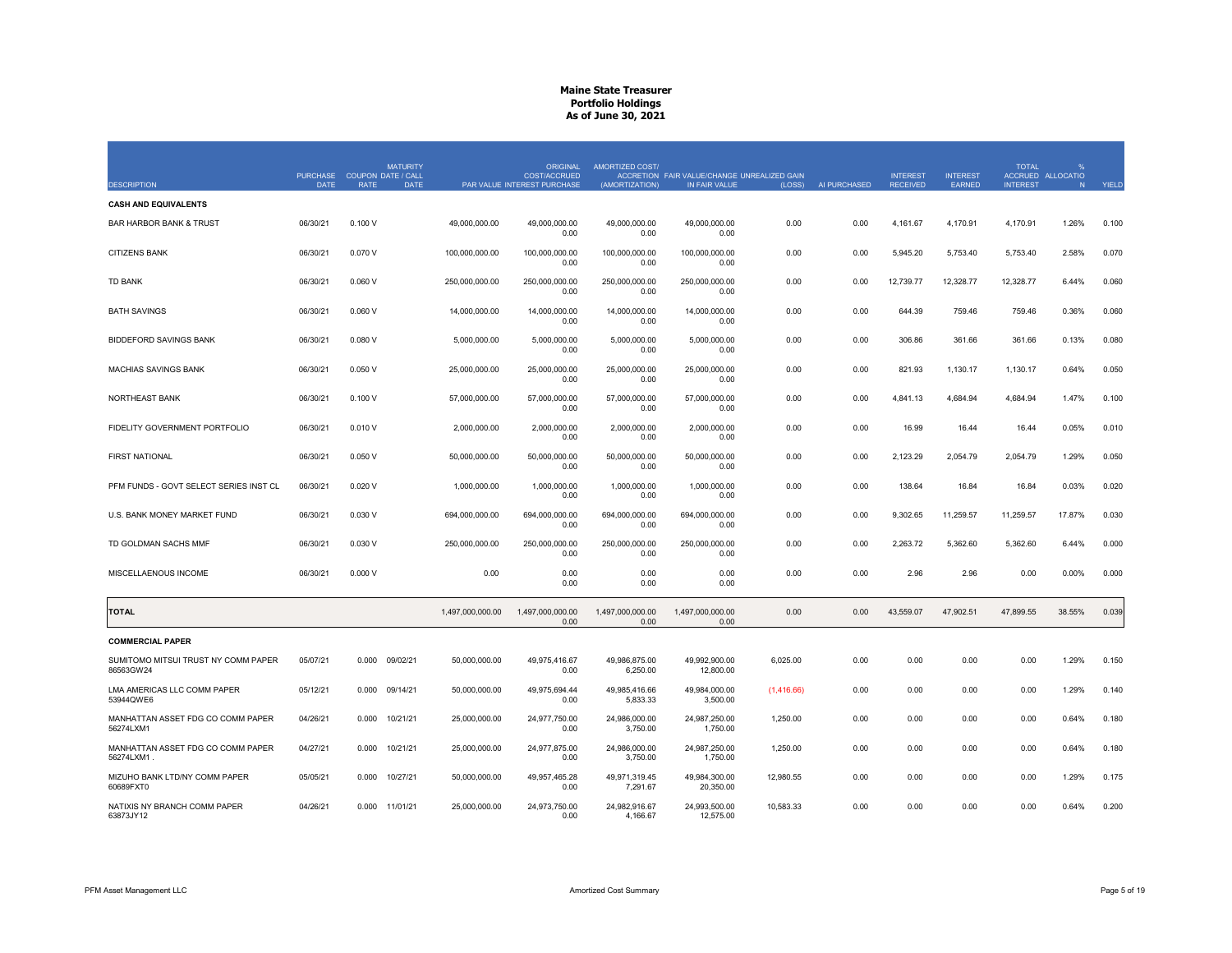# Maine State Treasurer
## Portfolio Holdings
### As of June 30, 2021

| DESCRIPTION | PURCHASE DATE | COUPON RATE | MATURITY DATE / CALL DATE | PAR VALUE | ORIGINAL COST/ACCRUED INTEREST PURCHASE | AMORTIZED COST/ ACCRETION (AMORTIZATION) | FAIR VALUE/CHANGE IN FAIR VALUE | UNREALIZED GAIN (LOSS) | AI PURCHASED | INTEREST RECEIVED | INTEREST EARNED | TOTAL ACCRUED INTEREST | % ALLOCATION | YIELD |
|---|---|---|---|---|---|---|---|---|---|---|---|---|---|---|
| **CASH AND EQUIVALENTS** | | | | | | | | | | | | | | |
| BAR HARBOR BANK & TRUST | 06/30/21 | 0.100 V | | 49,000,000.00 | 49,000,000.00<br>0.00 | 49,000,000.00<br>0.00 | 49,000,000.00<br>0.00 | 0.00 | 0.00 | 4,161.67 | 4,170.91 | 4,170.91 | 1.26% | 0.100 |
| CITIZENS BANK | 06/30/21 | 0.070 V | | 100,000,000.00 | 100,000,000.00<br>0.00 | 100,000,000.00<br>0.00 | 100,000,000.00<br>0.00 | 0.00 | 0.00 | 5,945.20 | 5,753.40 | 5,753.40 | 2.58% | 0.070 |
| TD BANK | 06/30/21 | 0.060 V | | 250,000,000.00 | 250,000,000.00<br>0.00 | 250,000,000.00<br>0.00 | 250,000,000.00<br>0.00 | 0.00 | 0.00 | 12,739.77 | 12,328.77 | 12,328.77 | 6.44% | 0.060 |
| BATH SAVINGS | 06/30/21 | 0.060 V | | 14,000,000.00 | 14,000,000.00<br>0.00 | 14,000,000.00<br>0.00 | 14,000,000.00<br>0.00 | 0.00 | 0.00 | 644.39 | 759.46 | 759.46 | 0.36% | 0.060 |
| BIDDEFORD SAVINGS BANK | 06/30/21 | 0.080 V | | 5,000,000.00 | 5,000,000.00<br>0.00 | 5,000,000.00<br>0.00 | 5,000,000.00<br>0.00 | 0.00 | 0.00 | 306.86 | 361.66 | 361.66 | 0.13% | 0.080 |
| MACHIAS SAVINGS BANK | 06/30/21 | 0.050 V | | 25,000,000.00 | 25,000,000.00<br>0.00 | 25,000,000.00<br>0.00 | 25,000,000.00<br>0.00 | 0.00 | 0.00 | 821.93 | 1,130.17 | 1,130.17 | 0.64% | 0.050 |
| NORTHEAST BANK | 06/30/21 | 0.100 V | | 57,000,000.00 | 57,000,000.00<br>0.00 | 57,000,000.00<br>0.00 | 57,000,000.00<br>0.00 | 0.00 | 0.00 | 4,841.13 | 4,684.94 | 4,684.94 | 1.47% | 0.100 |
| FIDELITY GOVERNMENT PORTFOLIO | 06/30/21 | 0.010 V | | 2,000,000.00 | 2,000,000.00<br>0.00 | 2,000,000.00<br>0.00 | 2,000,000.00<br>0.00 | 0.00 | 0.00 | 16.99 | 16.44 | 16.44 | 0.05% | 0.010 |
| FIRST NATIONAL | 06/30/21 | 0.050 V | | 50,000,000.00 | 50,000,000.00<br>0.00 | 50,000,000.00<br>0.00 | 50,000,000.00<br>0.00 | 0.00 | 0.00 | 2,123.29 | 2,054.79 | 2,054.79 | 1.29% | 0.050 |
| PFM FUNDS - GOVT SELECT SERIES INST CL | 06/30/21 | 0.020 V | | 1,000,000.00 | 1,000,000.00<br>0.00 | 1,000,000.00<br>0.00 | 1,000,000.00<br>0.00 | 0.00 | 0.00 | 138.64 | 16.84 | 16.84 | 0.03% | 0.020 |
| U.S. BANK MONEY MARKET FUND | 06/30/21 | 0.030 V | | 694,000,000.00 | 694,000,000.00<br>0.00 | 694,000,000.00<br>0.00 | 694,000,000.00<br>0.00 | 0.00 | 0.00 | 9,302.65 | 11,259.57 | 11,259.57 | 17.87% | 0.030 |
| TD GOLDMAN SACHS MMF | 06/30/21 | 0.030 V | | 250,000,000.00 | 250,000,000.00<br>0.00 | 250,000,000.00<br>0.00 | 250,000,000.00<br>0.00 | 0.00 | 0.00 | 2,263.72 | 5,362.60 | 5,362.60 | 6.44% | 0.000 |
| MISCELLAENOUS INCOME | 06/30/21 | 0.000 V | | 0.00 | 0.00<br>0.00 | 0.00<br>0.00 | 0.00<br>0.00 | 0.00 | 0.00 | 2.96 | 2.96 | 0.00 | 0.00% | 0.000 |
| **TOTAL** | | | | 1,497,000,000.00 | 1,497,000,000.00<br>0.00 | 1,497,000,000.00<br>0.00 | 1,497,000,000.00<br>0.00 | 0.00 | 0.00 | 43,559.07 | 47,902.51 | 47,899.55 | 38.55% | 0.039 |
| **COMMERCIAL PAPER** | | | | | | | | | | | | | | |
| SUMITOMO MITSUI TRUST NY COMM PAPER<br>86563GW24 | 05/07/21 | 0.000 | 09/02/21 | 50,000,000.00 | 49,975,416.67<br>0.00 | 49,986,875.00<br>6,250.00 | 49,992,900.00<br>12,800.00 | 6,025.00 | 0.00 | 0.00 | 0.00 | 0.00 | 1.29% | 0.150 |
| LMA AMERICAS LLC COMM PAPER<br>53944QWE6 | 05/12/21 | 0.000 | 09/14/21 | 50,000,000.00 | 49,975,694.44<br>0.00 | 49,985,416.66<br>5,833.33 | 49,984,000.00<br>3,500.00 | (1,416.66) | 0.00 | 0.00 | 0.00 | 0.00 | 1.29% | 0.140 |
| MANHATTAN ASSET FDG CO COMM PAPER<br>56274LXM1 | 04/26/21 | 0.000 | 10/21/21 | 25,000,000.00 | 24,977,750.00<br>0.00 | 24,986,000.00<br>3,750.00 | 24,987,250.00<br>1,750.00 | 1,250.00 | 0.00 | 0.00 | 0.00 | 0.00 | 0.64% | 0.180 |
| MANHATTAN ASSET FDG CO COMM PAPER<br>56274LXM1 . | 04/27/21 | 0.000 | 10/21/21 | 25,000,000.00 | 24,977,875.00<br>0.00 | 24,986,000.00<br>3,750.00 | 24,987,250.00<br>1,750.00 | 1,250.00 | 0.00 | 0.00 | 0.00 | 0.00 | 0.64% | 0.180 |
| MIZUHO BANK LTD/NY COMM PAPER<br>60689FXT0 | 05/05/21 | 0.000 | 10/27/21 | 50,000,000.00 | 49,957,465.28<br>0.00 | 49,971,319.45<br>7,291.67 | 49,984,300.00<br>20,350.00 | 12,980.55 | 0.00 | 0.00 | 0.00 | 0.00 | 1.29% | 0.175 |
| NATIXIS NY BRANCH COMM PAPER<br>63873JY12 | 04/26/21 | 0.000 | 11/01/21 | 25,000,000.00 | 24,973,750.00<br>0.00 | 24,982,916.67<br>4,166.67 | 24,993,500.00<br>12,575.00 | 10,583.33 | 0.00 | 0.00 | 0.00 | 0.00 | 0.64% | 0.200 |

PFM Asset Management LLC — Amortized Cost Summary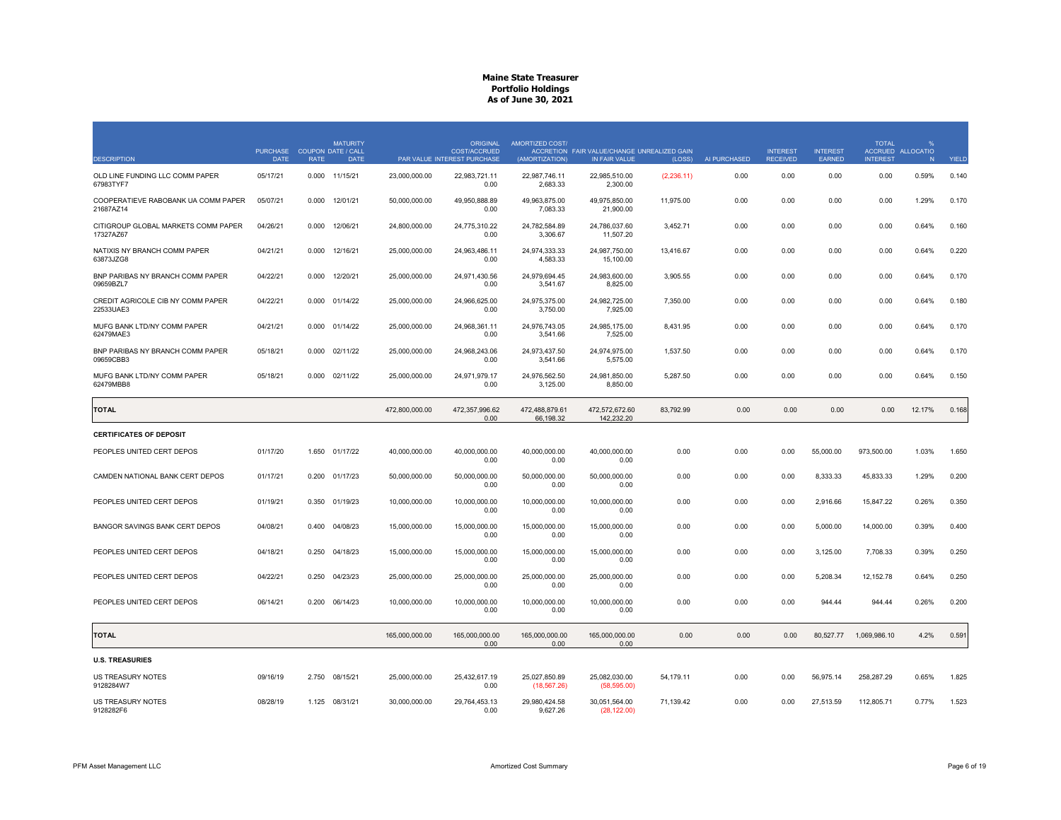# Maine State Treasurer
## Portfolio Holdings
## As of June 30, 2021

| DESCRIPTION | PURCHASE DATE | COUPON RATE | MATURITY DATE / CALL DATE | PAR VALUE | ORIGINAL COST/ACCRUED INTEREST PURCHASE | AMORTIZED COST/ ACCRETION (AMORTIZATION) | FAIR VALUE/CHANGE IN FAIR VALUE | UNREALIZED GAIN (LOSS) | AI PURCHASED | INTEREST RECEIVED | INTEREST EARNED | TOTAL ACCRUED INTEREST | % ALLOCATION | YIELD |
|---|---|---|---|---|---|---|---|---|---|---|---|---|---|---|
| OLD LINE FUNDING LLC COMM PAPER 67983TYF7 | 05/17/21 | 0.000 | 11/15/21 | 23,000,000.00 | 22,983,721.11 0.00 | 22,987,746.11 2,683.33 | 22,985,510.00 2,300.00 | (2,236.11) | 0.00 | 0.00 | 0.00 | 0.00 | 0.59% | 0.140 |
| COOPERATIEVE RABOBANK UA COMM PAPER 21687AZ14 | 05/07/21 | 0.000 | 12/01/21 | 50,000,000.00 | 49,950,888.89 0.00 | 49,963,875.00 7,083.33 | 49,975,850.00 21,900.00 | 11,975.00 | 0.00 | 0.00 | 0.00 | 0.00 | 1.29% | 0.170 |
| CITIGROUP GLOBAL MARKETS COMM PAPER 17327AZ67 | 04/26/21 | 0.000 | 12/06/21 | 24,800,000.00 | 24,775,310.22 0.00 | 24,782,584.89 3,306.67 | 24,786,037.60 11,507.20 | 3,452.71 | 0.00 | 0.00 | 0.00 | 0.00 | 0.64% | 0.160 |
| NATIXIS NY BRANCH COMM PAPER 63873JZG8 | 04/21/21 | 0.000 | 12/16/21 | 25,000,000.00 | 24,963,486.11 0.00 | 24,974,333.33 4,583.33 | 24,987,750.00 15,100.00 | 13,416.67 | 0.00 | 0.00 | 0.00 | 0.00 | 0.64% | 0.220 |
| BNP PARIBAS NY BRANCH COMM PAPER 09659BZL7 | 04/22/21 | 0.000 | 12/20/21 | 25,000,000.00 | 24,971,430.56 0.00 | 24,979,694.45 3,541.67 | 24,983,600.00 8,825.00 | 3,905.55 | 0.00 | 0.00 | 0.00 | 0.00 | 0.64% | 0.170 |
| CREDIT AGRICOLE CIB NY COMM PAPER 22533UAE3 | 04/22/21 | 0.000 | 01/14/22 | 25,000,000.00 | 24,966,625.00 0.00 | 24,975,375.00 3,750.00 | 24,982,725.00 7,925.00 | 7,350.00 | 0.00 | 0.00 | 0.00 | 0.00 | 0.64% | 0.180 |
| MUFG BANK LTD/NY COMM PAPER 62479MAE3 | 04/21/21 | 0.000 | 01/14/22 | 25,000,000.00 | 24,968,361.11 0.00 | 24,976,743.05 3,541.66 | 24,985,175.00 7,525.00 | 8,431.95 | 0.00 | 0.00 | 0.00 | 0.00 | 0.64% | 0.170 |
| BNP PARIBAS NY BRANCH COMM PAPER 09659CBB3 | 05/18/21 | 0.000 | 02/11/22 | 25,000,000.00 | 24,968,243.06 0.00 | 24,973,437.50 3,541.66 | 24,974,975.00 5,575.00 | 1,537.50 | 0.00 | 0.00 | 0.00 | 0.00 | 0.64% | 0.170 |
| MUFG BANK LTD/NY COMM PAPER 62479MBB8 | 05/18/21 | 0.000 | 02/11/22 | 25,000,000.00 | 24,971,979.17 0.00 | 24,976,562.50 3,125.00 | 24,981,850.00 8,850.00 | 5,287.50 | 0.00 | 0.00 | 0.00 | 0.00 | 0.64% | 0.150 |
| **TOTAL** | | | | 472,800,000.00 | 472,357,996.62 0.00 | 472,488,879.61 66,198.32 | 472,572,672.60 142,232.20 | 83,792.99 | 0.00 | 0.00 | 0.00 | 0.00 | 12.17% | 0.168 |
| **CERTIFICATES OF DEPOSIT** | | | | | | | | | | | | | | |
| PEOPLES UNITED CERT DEPOS | 01/17/20 | 1.650 | 01/17/22 | 40,000,000.00 | 40,000,000.00 0.00 | 40,000,000.00 0.00 | 40,000,000.00 0.00 | 0.00 | 0.00 | 0.00 | 55,000.00 | 973,500.00 | 1.03% | 1.650 |
| CAMDEN NATIONAL BANK CERT DEPOS | 01/17/21 | 0.200 | 01/17/23 | 50,000,000.00 | 50,000,000.00 0.00 | 50,000,000.00 0.00 | 50,000,000.00 0.00 | 0.00 | 0.00 | 0.00 | 8,333.33 | 45,833.33 | 1.29% | 0.200 |
| PEOPLES UNITED CERT DEPOS | 01/19/21 | 0.350 | 01/19/23 | 10,000,000.00 | 10,000,000.00 0.00 | 10,000,000.00 0.00 | 10,000,000.00 0.00 | 0.00 | 0.00 | 0.00 | 2,916.66 | 15,847.22 | 0.26% | 0.350 |
| BANGOR SAVINGS BANK CERT DEPOS | 04/08/21 | 0.400 | 04/08/23 | 15,000,000.00 | 15,000,000.00 0.00 | 15,000,000.00 0.00 | 15,000,000.00 0.00 | 0.00 | 0.00 | 0.00 | 5,000.00 | 14,000.00 | 0.39% | 0.400 |
| PEOPLES UNITED CERT DEPOS | 04/18/21 | 0.250 | 04/18/23 | 15,000,000.00 | 15,000,000.00 0.00 | 15,000,000.00 0.00 | 15,000,000.00 0.00 | 0.00 | 0.00 | 0.00 | 3,125.00 | 7,708.33 | 0.39% | 0.250 |
| PEOPLES UNITED CERT DEPOS | 04/22/21 | 0.250 | 04/23/23 | 25,000,000.00 | 25,000,000.00 0.00 | 25,000,000.00 0.00 | 25,000,000.00 0.00 | 0.00 | 0.00 | 0.00 | 5,208.34 | 12,152.78 | 0.64% | 0.250 |
| PEOPLES UNITED CERT DEPOS | 06/14/21 | 0.200 | 06/14/23 | 10,000,000.00 | 10,000,000.00 0.00 | 10,000,000.00 0.00 | 10,000,000.00 0.00 | 0.00 | 0.00 | 0.00 | 944.44 | 944.44 | 0.26% | 0.200 |
| **TOTAL** | | | | 165,000,000.00 | 165,000,000.00 0.00 | 165,000,000.00 0.00 | 165,000,000.00 0.00 | 0.00 | 0.00 | 0.00 | 80,527.77 | 1,069,986.10 | 4.2% | 0.591 |
| **U.S. TREASURIES** | | | | | | | | | | | | | | |
| US TREASURY NOTES 9128284W7 | 09/16/19 | 2.750 | 08/15/21 | 25,000,000.00 | 25,432,617.19 0.00 | 25,027,850.89 (18,567.26) | 25,082,030.00 (58,595.00) | 54,179.11 | 0.00 | 0.00 | 56,975.14 | 258,287.29 | 0.65% | 1.825 |
| US TREASURY NOTES 9128282F6 | 08/28/19 | 1.125 | 08/31/21 | 30,000,000.00 | 29,764,453.13 0.00 | 29,980,424.58 9,627.26 | 30,051,564.00 (28,122.00) | 71,139.42 | 0.00 | 0.00 | 27,513.59 | 112,805.71 | 0.77% | 1.523 |

PFM Asset Management LLC — Amortized Cost Summary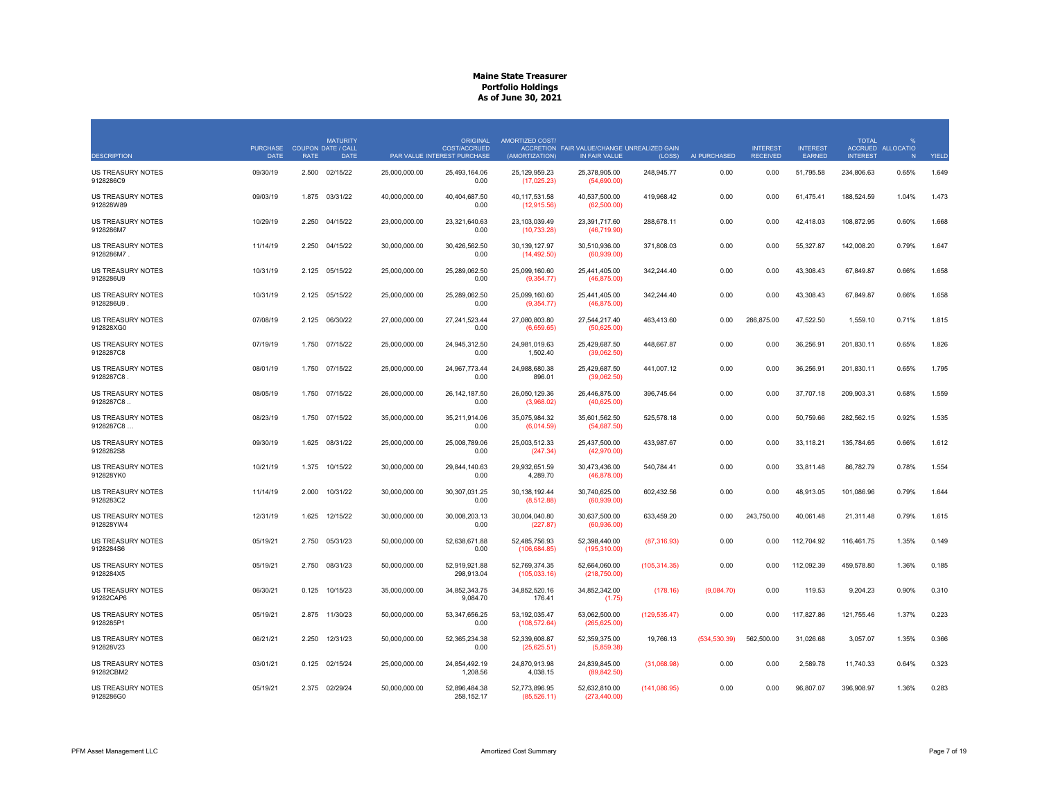# Maine State Treasurer
## Portfolio Holdings
### As of June 30, 2021

| DESCRIPTION | PURCHASE DATE | COUPON RATE | MATURITY DATE / CALL DATE | PAR VALUE | ORIGINAL COST/ACCRUED INTEREST PURCHASE | AMORTIZED COST/ ACCRETION (AMORTIZATION) | FAIR VALUE/CHANGE IN FAIR VALUE | UNREALIZED GAIN (LOSS) | AI PURCHASED | INTEREST RECEIVED | INTEREST EARNED | TOTAL ACCRUED INTEREST | % ALLOCATION | YIELD |
|---|---|---|---|---|---|---|---|---|---|---|---|---|---|---|
| US TREASURY NOTES 9128286C9 | 09/30/19 | 2.500 | 02/15/22 | 25,000,000.00 | 25,493,164.06<br>0.00 | 25,129,959.23<br>(17,025.23) | 25,378,905.00<br>(54,690.00) | 248,945.77 | 0.00 | 0.00 | 51,795.58 | 234,806.63 | 0.65% | 1.649 |
| US TREASURY NOTES 912828W89 | 09/03/19 | 1.875 | 03/31/22 | 40,000,000.00 | 40,404,687.50<br>0.00 | 40,117,531.58<br>(12,915.56) | 40,537,500.00<br>(62,500.00) | 419,968.42 | 0.00 | 0.00 | 61,475.41 | 188,524.59 | 1.04% | 1.473 |
| US TREASURY NOTES 9128286M7 | 10/29/19 | 2.250 | 04/15/22 | 23,000,000.00 | 23,321,640.63<br>0.00 | 23,103,039.49<br>(10,733.28) | 23,391,717.60<br>(46,719.90) | 288,678.11 | 0.00 | 0.00 | 42,418.03 | 108,872.95 | 0.60% | 1.668 |
| US TREASURY NOTES 9128286M7 . | 11/14/19 | 2.250 | 04/15/22 | 30,000,000.00 | 30,426,562.50<br>0.00 | 30,139,127.97<br>(14,492.50) | 30,510,936.00<br>(60,939.00) | 371,808.03 | 0.00 | 0.00 | 55,327.87 | 142,008.20 | 0.79% | 1.647 |
| US TREASURY NOTES 9128286U9 | 10/31/19 | 2.125 | 05/15/22 | 25,000,000.00 | 25,289,062.50<br>0.00 | 25,099,160.60<br>(9,354.77) | 25,441,405.00<br>(46,875.00) | 342,244.40 | 0.00 | 0.00 | 43,308.43 | 67,849.87 | 0.66% | 1.658 |
| US TREASURY NOTES 9128286U9 . | 10/31/19 | 2.125 | 05/15/22 | 25,000,000.00 | 25,289,062.50<br>0.00 | 25,099,160.60<br>(9,354.77) | 25,441,405.00<br>(46,875.00) | 342,244.40 | 0.00 | 0.00 | 43,308.43 | 67,849.87 | 0.66% | 1.658 |
| US TREASURY NOTES 912828XG0 | 07/08/19 | 2.125 | 06/30/22 | 27,000,000.00 | 27,241,523.44<br>0.00 | 27,080,803.80<br>(6,659.65) | 27,544,217.40<br>(50,625.00) | 463,413.60 | 0.00 | 286,875.00 | 47,522.50 | 1,559.10 | 0.71% | 1.815 |
| US TREASURY NOTES 9128287C8 | 07/19/19 | 1.750 | 07/15/22 | 25,000,000.00 | 24,945,312.50<br>0.00 | 24,981,019.63<br>1,502.40 | 25,429,687.50<br>(39,062.50) | 448,667.87 | 0.00 | 0.00 | 36,256.91 | 201,830.11 | 0.65% | 1.826 |
| US TREASURY NOTES 9128287C8 . | 08/01/19 | 1.750 | 07/15/22 | 25,000,000.00 | 24,967,773.44<br>0.00 | 24,988,680.38<br>896.01 | 25,429,687.50<br>(39,062.50) | 441,007.12 | 0.00 | 0.00 | 36,256.91 | 201,830.11 | 0.65% | 1.795 |
| US TREASURY NOTES 9128287C8 .. | 08/05/19 | 1.750 | 07/15/22 | 26,000,000.00 | 26,142,187.50<br>0.00 | 26,050,129.36<br>(3,968.02) | 26,446,875.00<br>(40,625.00) | 396,745.64 | 0.00 | 0.00 | 37,707.18 | 209,903.31 | 0.68% | 1.559 |
| US TREASURY NOTES 9128287C8 ... | 08/23/19 | 1.750 | 07/15/22 | 35,000,000.00 | 35,211,914.06<br>0.00 | 35,075,984.32<br>(6,014.59) | 35,601,562.50<br>(54,687.50) | 525,578.18 | 0.00 | 0.00 | 50,759.66 | 282,562.15 | 0.92% | 1.535 |
| US TREASURY NOTES 9128282S8 | 09/30/19 | 1.625 | 08/31/22 | 25,000,000.00 | 25,008,789.06<br>0.00 | 25,003,512.33<br>(247.34) | 25,437,500.00<br>(42,970.00) | 433,987.67 | 0.00 | 0.00 | 33,118.21 | 135,784.65 | 0.66% | 1.612 |
| US TREASURY NOTES 912828YK0 | 10/21/19 | 1.375 | 10/15/22 | 30,000,000.00 | 29,844,140.63<br>0.00 | 29,932,651.59<br>4,289.70 | 30,473,436.00<br>(46,878.00) | 540,784.41 | 0.00 | 0.00 | 33,811.48 | 86,782.79 | 0.78% | 1.554 |
| US TREASURY NOTES 9128283C2 | 11/14/19 | 2.000 | 10/31/22 | 30,000,000.00 | 30,307,031.25<br>0.00 | 30,138,192.44<br>(8,512.88) | 30,740,625.00<br>(60,939.00) | 602,432.56 | 0.00 | 0.00 | 48,913.05 | 101,086.96 | 0.79% | 1.644 |
| US TREASURY NOTES 912828YW4 | 12/31/19 | 1.625 | 12/15/22 | 30,000,000.00 | 30,008,203.13<br>0.00 | 30,004,040.80<br>(227.87) | 30,637,500.00<br>(60,936.00) | 633,459.20 | 0.00 | 243,750.00 | 40,061.48 | 21,311.48 | 0.79% | 1.615 |
| US TREASURY NOTES 9128284S6 | 05/19/21 | 2.750 | 05/31/23 | 50,000,000.00 | 52,638,671.88<br>0.00 | 52,485,756.93<br>(106,684.85) | 52,398,440.00<br>(195,310.00) | (87,316.93) | 0.00 | 0.00 | 112,704.92 | 116,461.75 | 1.35% | 0.149 |
| US TREASURY NOTES 9128284X5 | 05/19/21 | 2.750 | 08/31/23 | 50,000,000.00 | 52,919,921.88<br>298,913.04 | 52,769,374.35<br>(105,033.16) | 52,664,060.00<br>(218,750.00) | (105,314.35) | 0.00 | 0.00 | 112,092.39 | 459,578.80 | 1.36% | 0.185 |
| US TREASURY NOTES 91282CAP6 | 06/30/21 | 0.125 | 10/15/23 | 35,000,000.00 | 34,852,343.75<br>9,084.70 | 34,852,520.16<br>176.41 | 34,852,342.00<br>(1.75) | (178.16) | (9,084.70) | 0.00 | 119.53 | 9,204.23 | 0.90% | 0.310 |
| US TREASURY NOTES 9128285P1 | 05/19/21 | 2.875 | 11/30/23 | 50,000,000.00 | 53,347,656.25<br>0.00 | 53,192,035.47<br>(108,572.64) | 53,062,500.00<br>(265,625.00) | (129,535.47) | 0.00 | 0.00 | 117,827.86 | 121,755.46 | 1.37% | 0.223 |
| US TREASURY NOTES 912828V23 | 06/21/21 | 2.250 | 12/31/23 | 50,000,000.00 | 52,365,234.38<br>0.00 | 52,339,608.87<br>(25,625.51) | 52,359,375.00<br>(5,859.38) | 19,766.13 | (534,530.39) | 562,500.00 | 31,026.68 | 3,057.07 | 1.35% | 0.366 |
| US TREASURY NOTES 91282CBM2 | 03/01/21 | 0.125 | 02/15/24 | 25,000,000.00 | 24,854,492.19<br>1,208.56 | 24,870,913.98<br>4,038.15 | 24,839,845.00<br>(89,842.50) | (31,068.98) | 0.00 | 0.00 | 2,589.78 | 11,740.33 | 0.64% | 0.323 |
| US TREASURY NOTES 9128286G0 | 05/19/21 | 2.375 | 02/29/24 | 50,000,000.00 | 52,896,484.38<br>258,152.17 | 52,773,896.95<br>(85,526.11) | 52,632,810.00<br>(273,440.00) | (141,086.95) | 0.00 | 0.00 | 96,807.07 | 396,908.97 | 1.36% | 0.283 |

PFM Asset Management LLC | Amortized Cost Summary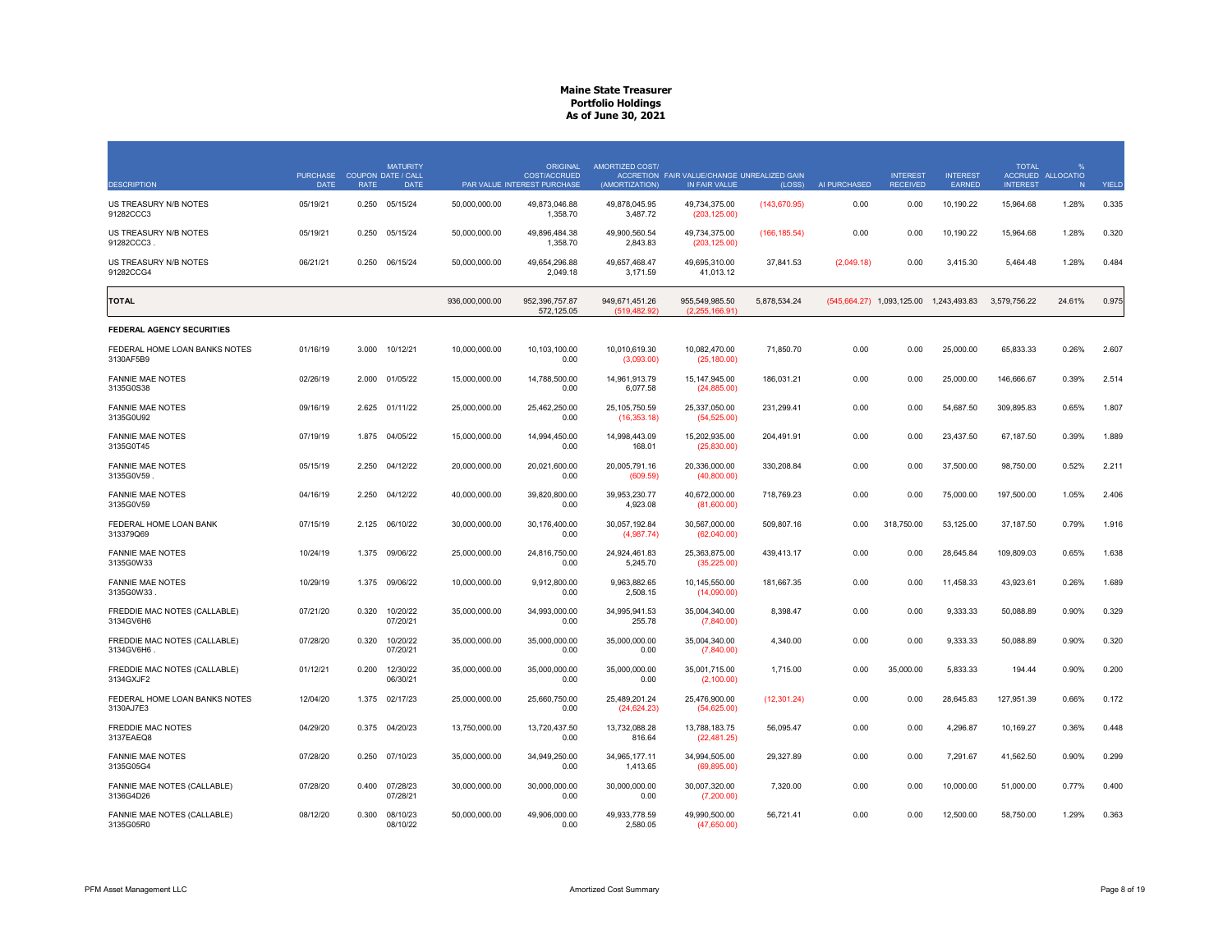**Maine State Treasurer**
**Portfolio Holdings**
**As of June 30, 2021**

| DESCRIPTION | PURCHASE DATE | COUPON RATE | MATURITY DATE / CALL DATE | PAR VALUE | ORIGINAL COST/ACCRUED INTEREST PURCHASE | AMORTIZED COST/ ACCRETION (AMORTIZATION) | FAIR VALUE/CHANGE IN FAIR VALUE | UNREALIZED GAIN (LOSS) | AI PURCHASED | INTEREST RECEIVED | INTEREST EARNED | TOTAL ACCRUED INTEREST | % ALLOCATION | YIELD |
|---|---|---|---|---|---|---|---|---|---|---|---|---|---|---|
| US TREASURY N/B NOTES 91282CCC3 | 05/19/21 | 0.250 | 05/15/24 | 50,000,000.00 | 49,873,046.88 1,358.70 | 49,878,045.95 3,487.72 | 49,734,375.00 (203,125.00) | (143,670.95) | 0.00 | 0.00 | 10,190.22 | 15,964.68 | 1.28% | 0.335 |
| US TREASURY N/B NOTES 91282CCC3 . | 05/19/21 | 0.250 | 05/15/24 | 50,000,000.00 | 49,896,484.38 1,358.70 | 49,900,560.54 2,843.83 | 49,734,375.00 (203,125.00) | (166,185.54) | 0.00 | 0.00 | 10,190.22 | 15,964.68 | 1.28% | 0.320 |
| US TREASURY N/B NOTES 91282CCG4 | 06/21/21 | 0.250 | 06/15/24 | 50,000,000.00 | 49,654,296.88 2,049.18 | 49,657,468.47 3,171.59 | 49,695,310.00 41,013.12 | 37,841.53 | (2,049.18) | 0.00 | 3,415.30 | 5,464.48 | 1.28% | 0.484 |
| **TOTAL** | | | | 936,000,000.00 | 952,396,757.87 572,125.05 | 949,671,451.26 (519,482.92) | 955,549,985.50 (2,255,166.91) | 5,878,534.24 | (545,664.27) | 1,093,125.00 | 1,243,493.83 | 3,579,756.22 | 24.61% | 0.975 |
| **FEDERAL AGENCY SECURITIES** | | | | | | | | | | | | | | |
| FEDERAL HOME LOAN BANKS NOTES 3130AF5B9 | 01/16/19 | 3.000 | 10/12/21 | 10,000,000.00 | 10,103,100.00 0.00 | 10,010,619.30 (3,093.00) | 10,082,470.00 (25,180.00) | 71,850.70 | 0.00 | 0.00 | 25,000.00 | 65,833.33 | 0.26% | 2.607 |
| FANNIE MAE NOTES 3135G0S38 | 02/26/19 | 2.000 | 01/05/22 | 15,000,000.00 | 14,788,500.00 0.00 | 14,961,913.79 6,077.58 | 15,147,945.00 (24,885.00) | 186,031.21 | 0.00 | 0.00 | 25,000.00 | 146,666.67 | 0.39% | 2.514 |
| FANNIE MAE NOTES 3135G0U92 | 09/16/19 | 2.625 | 01/11/22 | 25,000,000.00 | 25,462,250.00 0.00 | 25,105,750.59 (16,353.18) | 25,337,050.00 (54,525.00) | 231,299.41 | 0.00 | 0.00 | 54,687.50 | 309,895.83 | 0.65% | 1.807 |
| FANNIE MAE NOTES 3135G0T45 | 07/19/19 | 1.875 | 04/05/22 | 15,000,000.00 | 14,994,450.00 0.00 | 14,998,443.09 168.01 | 15,202,935.00 (25,830.00) | 204,491.91 | 0.00 | 0.00 | 23,437.50 | 67,187.50 | 0.39% | 1.889 |
| FANNIE MAE NOTES 3135G0V59 . | 05/15/19 | 2.250 | 04/12/22 | 20,000,000.00 | 20,021,600.00 0.00 | 20,005,791.16 (609.59) | 20,336,000.00 (40,800.00) | 330,208.84 | 0.00 | 0.00 | 37,500.00 | 98,750.00 | 0.52% | 2.211 |
| FANNIE MAE NOTES 3135G0V59 | 04/16/19 | 2.250 | 04/12/22 | 40,000,000.00 | 39,820,800.00 0.00 | 39,953,230.77 4,923.08 | 40,672,000.00 (81,600.00) | 718,769.23 | 0.00 | 0.00 | 75,000.00 | 197,500.00 | 1.05% | 2.406 |
| FEDERAL HOME LOAN BANK 313379Q69 | 07/15/19 | 2.125 | 06/10/22 | 30,000,000.00 | 30,176,400.00 0.00 | 30,057,192.84 (4,987.74) | 30,567,000.00 (62,040.00) | 509,807.16 | 0.00 | 318,750.00 | 53,125.00 | 37,187.50 | 0.79% | 1.916 |
| FANNIE MAE NOTES 3135G0W33 | 10/24/19 | 1.375 | 09/06/22 | 25,000,000.00 | 24,816,750.00 0.00 | 24,924,461.83 5,245.70 | 25,363,875.00 (35,225.00) | 439,413.17 | 0.00 | 0.00 | 28,645.84 | 109,809.03 | 0.65% | 1.638 |
| FANNIE MAE NOTES 3135G0W33 . | 10/29/19 | 1.375 | 09/06/22 | 10,000,000.00 | 9,912,800.00 0.00 | 9,963,882.65 2,508.15 | 10,145,550.00 (14,090.00) | 181,667.35 | 0.00 | 0.00 | 11,458.33 | 43,923.61 | 0.26% | 1.689 |
| FREDDIE MAC NOTES (CALLABLE) 3134GV6H6 | 07/21/20 | 0.320 | 10/20/22 07/20/21 | 35,000,000.00 | 34,993,000.00 0.00 | 34,995,941.53 255.78 | 35,004,340.00 (7,840.00) | 8,398.47 | 0.00 | 0.00 | 9,333.33 | 50,088.89 | 0.90% | 0.329 |
| FREDDIE MAC NOTES (CALLABLE) 3134GV6H6 . | 07/28/20 | 0.320 | 10/20/22 07/20/21 | 35,000,000.00 | 35,000,000.00 0.00 | 35,000,000.00 0.00 | 35,004,340.00 (7,840.00) | 4,340.00 | 0.00 | 0.00 | 9,333.33 | 50,088.89 | 0.90% | 0.320 |
| FREDDIE MAC NOTES (CALLABLE) 3134GXJF2 | 01/12/21 | 0.200 | 12/30/22 06/30/21 | 35,000,000.00 | 35,000,000.00 0.00 | 35,000,000.00 0.00 | 35,001,715.00 (2,100.00) | 1,715.00 | 0.00 | 35,000.00 | 5,833.33 | 194.44 | 0.90% | 0.200 |
| FEDERAL HOME LOAN BANKS NOTES 3130AJ7E3 | 12/04/20 | 1.375 | 02/17/23 | 25,000,000.00 | 25,660,750.00 0.00 | 25,489,201.24 (24,624.23) | 25,476,900.00 (54,625.00) | (12,301.24) | 0.00 | 0.00 | 28,645.83 | 127,951.39 | 0.66% | 0.172 |
| FREDDIE MAC NOTES 3137EAEQ8 | 04/29/20 | 0.375 | 04/20/23 | 13,750,000.00 | 13,720,437.50 0.00 | 13,732,088.28 816.64 | 13,788,183.75 (22,481.25) | 56,095.47 | 0.00 | 0.00 | 4,296.87 | 10,169.27 | 0.36% | 0.448 |
| FANNIE MAE NOTES 3135G05G4 | 07/28/20 | 0.250 | 07/10/23 | 35,000,000.00 | 34,949,250.00 0.00 | 34,965,177.11 1,413.65 | 34,994,505.00 (69,895.00) | 29,327.89 | 0.00 | 0.00 | 7,291.67 | 41,562.50 | 0.90% | 0.299 |
| FANNIE MAE NOTES (CALLABLE) 3136G4D26 | 07/28/20 | 0.400 | 07/28/23 07/28/21 | 30,000,000.00 | 30,000,000.00 0.00 | 30,000,000.00 0.00 | 30,007,320.00 (7,200.00) | 7,320.00 | 0.00 | 0.00 | 10,000.00 | 51,000.00 | 0.77% | 0.400 |
| FANNIE MAE NOTES (CALLABLE) 3135G05R0 | 08/12/20 | 0.300 | 08/10/23 08/10/22 | 50,000,000.00 | 49,906,000.00 0.00 | 49,933,778.59 2,580.05 | 49,990,500.00 (47,650.00) | 56,721.41 | 0.00 | 0.00 | 12,500.00 | 58,750.00 | 1.29% | 0.363 |

PFM Asset Management LLC — Amortized Cost Summary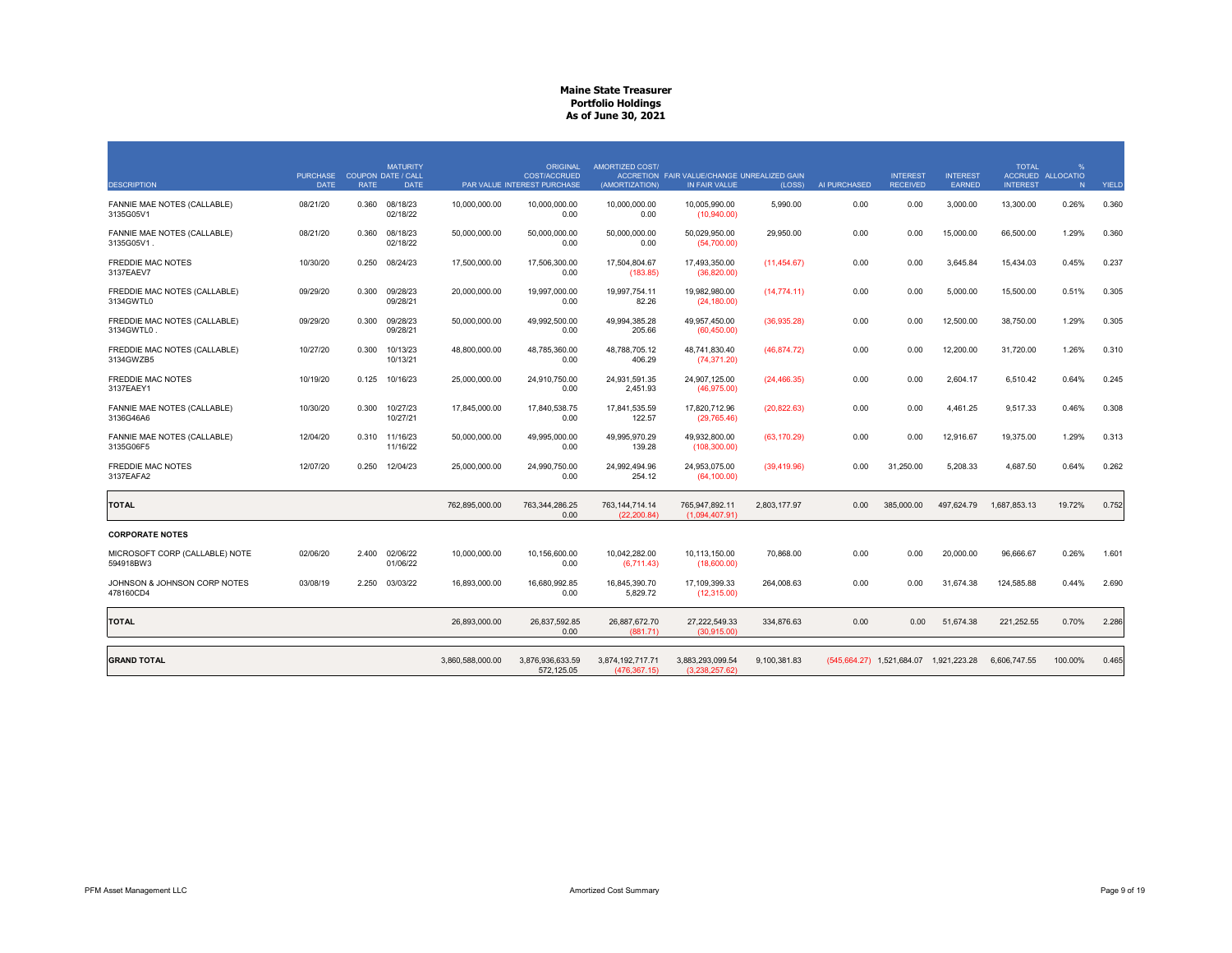# Maine State Treasurer
## Portfolio Holdings
### As of June 30, 2021

| DESCRIPTION | PURCHASE DATE | COUPON RATE | MATURITY DATE / CALL DATE | PAR VALUE | ORIGINAL COST/ACCRUED INTEREST PURCHASE | AMORTIZED COST/ ACCRETION (AMORTIZATION) | FAIR VALUE/CHANGE IN FAIR VALUE | UNREALIZED GAIN (LOSS) | AI PURCHASED | INTEREST RECEIVED | INTEREST EARNED | TOTAL ACCRUED INTEREST | % ALLOCATION | YIELD |
|---|---|---|---|---|---|---|---|---|---|---|---|---|---|---|
| FANNIE MAE NOTES (CALLABLE) 3135G05V1 | 08/21/20 | 0.360 | 08/18/23 02/18/22 | 10,000,000.00 | 10,000,000.00 0.00 | 10,000,000.00 0.00 | 10,005,990.00 (10,940.00) | 5,990.00 | 0.00 | 0.00 | 3,000.00 | 13,300.00 | 0.26% | 0.360 |
| FANNIE MAE NOTES (CALLABLE) 3135G05V1 . | 08/21/20 | 0.360 | 08/18/23 02/18/22 | 50,000,000.00 | 50,000,000.00 0.00 | 50,000,000.00 0.00 | 50,029,950.00 (54,700.00) | 29,950.00 | 0.00 | 0.00 | 15,000.00 | 66,500.00 | 1.29% | 0.360 |
| FREDDIE MAC NOTES 3137EAEV7 | 10/30/20 | 0.250 | 08/24/23 | 17,500,000.00 | 17,506,300.00 0.00 | 17,504,804.67 (183.85) | 17,493,350.00 (36,820.00) | (11,454.67) | 0.00 | 0.00 | 3,645.84 | 15,434.03 | 0.45% | 0.237 |
| FREDDIE MAC NOTES (CALLABLE) 3134GWTL0 | 09/29/20 | 0.300 | 09/28/23 09/28/21 | 20,000,000.00 | 19,997,000.00 0.00 | 19,997,754.11 82.26 | 19,982,980.00 (24,180.00) | (14,774.11) | 0.00 | 0.00 | 5,000.00 | 15,500.00 | 0.51% | 0.305 |
| FREDDIE MAC NOTES (CALLABLE) 3134GWTL0 . | 09/29/20 | 0.300 | 09/28/23 09/28/21 | 50,000,000.00 | 49,992,500.00 0.00 | 49,994,385.28 205.66 | 49,957,450.00 (60,450.00) | (36,935.28) | 0.00 | 0.00 | 12,500.00 | 38,750.00 | 1.29% | 0.305 |
| FREDDIE MAC NOTES (CALLABLE) 3134GWZB5 | 10/27/20 | 0.300 | 10/13/23 10/13/21 | 48,800,000.00 | 48,785,360.00 0.00 | 48,788,705.12 406.29 | 48,741,830.40 (74,371.20) | (46,874.72) | 0.00 | 0.00 | 12,200.00 | 31,720.00 | 1.26% | 0.310 |
| FREDDIE MAC NOTES 3137EAEY1 | 10/19/20 | 0.125 | 10/16/23 | 25,000,000.00 | 24,910,750.00 0.00 | 24,931,591.35 2,451.93 | 24,907,125.00 (46,975.00) | (24,466.35) | 0.00 | 0.00 | 2,604.17 | 6,510.42 | 0.64% | 0.245 |
| FANNIE MAE NOTES (CALLABLE) 3136G46A6 | 10/30/20 | 0.300 | 10/27/23 10/27/21 | 17,845,000.00 | 17,840,538.75 0.00 | 17,841,535.59 122.57 | 17,820,712.96 (29,765.46) | (20,822.63) | 0.00 | 0.00 | 4,461.25 | 9,517.33 | 0.46% | 0.308 |
| FANNIE MAE NOTES (CALLABLE) 3135G06F5 | 12/04/20 | 0.310 | 11/16/23 11/16/22 | 50,000,000.00 | 49,995,000.00 0.00 | 49,995,970.29 139.28 | 49,932,800.00 (108,300.00) | (63,170.29) | 0.00 | 0.00 | 12,916.67 | 19,375.00 | 1.29% | 0.313 |
| FREDDIE MAC NOTES 3137EAFA2 | 12/07/20 | 0.250 | 12/04/23 | 25,000,000.00 | 24,990,750.00 0.00 | 24,992,494.96 254.12 | 24,953,075.00 (64,100.00) | (39,419.96) | 0.00 | 31,250.00 | 5,208.33 | 4,687.50 | 0.64% | 0.262 |
| **TOTAL** | | | | 762,895,000.00 | 763,344,286.25 0.00 | 763,144,714.14 (22,200.84) | 765,947,892.11 (1,094,407.91) | 2,803,177.97 | 0.00 | 385,000.00 | 497,624.79 | 1,687,853.13 | 19.72% | 0.752 |
| **CORPORATE NOTES** | | | | | | | | | | | | | | |
| MICROSOFT CORP (CALLABLE) NOTE 594918BW3 | 02/06/20 | 2.400 | 02/06/22 01/06/22 | 10,000,000.00 | 10,156,600.00 0.00 | 10,042,282.00 (6,711.43) | 10,113,150.00 (18,600.00) | 70,868.00 | 0.00 | 0.00 | 20,000.00 | 96,666.67 | 0.26% | 1.601 |
| JOHNSON & JOHNSON CORP NOTES 478160CD4 | 03/08/19 | 2.250 | 03/03/22 | 16,893,000.00 | 16,680,992.85 0.00 | 16,845,390.70 5,829.72 | 17,109,399.33 (12,315.00) | 264,008.63 | 0.00 | 0.00 | 31,674.38 | 124,585.88 | 0.44% | 2.690 |
| **TOTAL** | | | | 26,893,000.00 | 26,837,592.85 0.00 | 26,887,672.70 (881.71) | 27,222,549.33 (30,915.00) | 334,876.63 | 0.00 | 0.00 | 51,674.38 | 221,252.55 | 0.70% | 2.286 |
| **GRAND TOTAL** | | | | 3,860,588,000.00 | 3,876,936,633.59 572,125.05 | 3,874,192,717.71 (476,367.15) | 3,883,293,099.54 (3,238,257.62) | 9,100,381.83 | (545,664.27) | 1,521,684.07 | 1,921,223.28 | 6,606,747.55 | 100.00% | 0.465 |

PFM Asset Management LLC

Amortized Cost Summary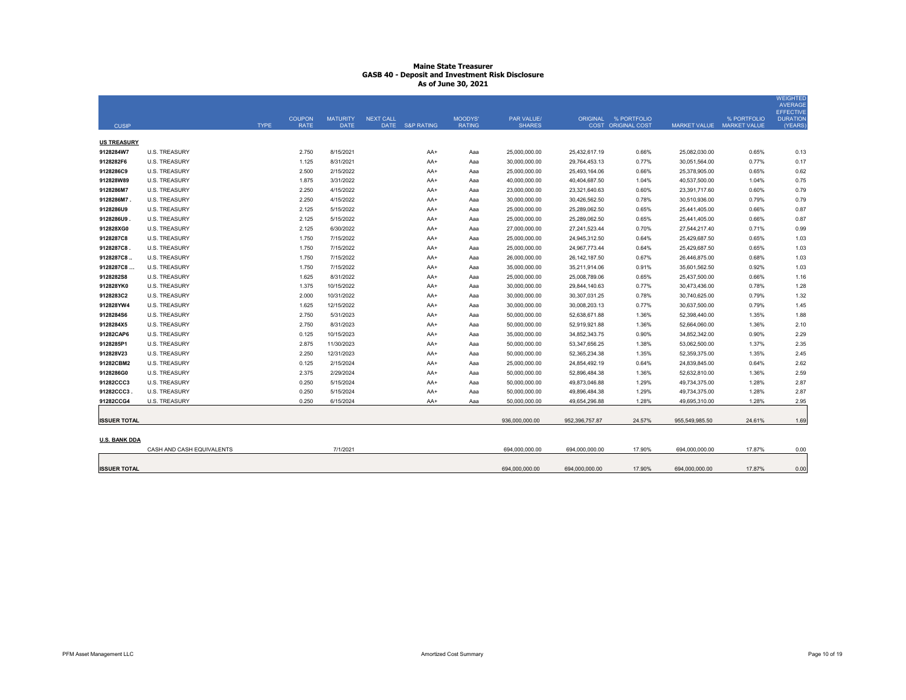# Maine State Treasurer
## GASB 40 - Deposit and Investment Risk Disclosure
### As of June 30, 2021

| CUSIP | | TYPE | COUPON RATE | MATURITY DATE | NEXT CALL DATE | S&P RATING | MOODYS' RATING | PAR VALUE/ SHARES | ORIGINAL COST | % PORTFOLIO ORIGINAL COST | MARKET VALUE | % PORTFOLIO MARKET VALUE | WEIGHTED AVERAGE EFFECTIVE DURATION (YEARS) |
|---|---|---|---|---|---|---|---|---|---|---|---|---|---|
| **US TREASURY** | | | | | | | | | | | | | |
| 9128284W7 | U.S. TREASURY | | 2.750 | 8/15/2021 | | AA+ | Aaa | 25,000,000.00 | 25,432,617.19 | 0.66% | 25,082,030.00 | 0.65% | 0.13 |
| 9128282F6 | U.S. TREASURY | | 1.125 | 8/31/2021 | | AA+ | Aaa | 30,000,000.00 | 29,764,453.13 | 0.77% | 30,051,564.00 | 0.77% | 0.17 |
| 9128286C9 | U.S. TREASURY | | 2.500 | 2/15/2022 | | AA+ | Aaa | 25,000,000.00 | 25,493,164.06 | 0.66% | 25,378,905.00 | 0.65% | 0.62 |
| 912828W89 | U.S. TREASURY | | 1.875 | 3/31/2022 | | AA+ | Aaa | 40,000,000.00 | 40,404,687.50 | 1.04% | 40,537,500.00 | 1.04% | 0.75 |
| 9128286M7 | U.S. TREASURY | | 2.250 | 4/15/2022 | | AA+ | Aaa | 23,000,000.00 | 23,321,640.63 | 0.60% | 23,391,717.60 | 0.60% | 0.79 |
| 9128286M7 . | U.S. TREASURY | | 2.250 | 4/15/2022 | | AA+ | Aaa | 30,000,000.00 | 30,426,562.50 | 0.78% | 30,510,936.00 | 0.79% | 0.79 |
| 9128286U9 | U.S. TREASURY | | 2.125 | 5/15/2022 | | AA+ | Aaa | 25,000,000.00 | 25,289,062.50 | 0.65% | 25,441,405.00 | 0.66% | 0.87 |
| 9128286U9 . | U.S. TREASURY | | 2.125 | 5/15/2022 | | AA+ | Aaa | 25,000,000.00 | 25,289,062.50 | 0.65% | 25,441,405.00 | 0.66% | 0.87 |
| 912828XG0 | U.S. TREASURY | | 2.125 | 6/30/2022 | | AA+ | Aaa | 27,000,000.00 | 27,241,523.44 | 0.70% | 27,544,217.40 | 0.71% | 0.99 |
| 9128287C8 | U.S. TREASURY | | 1.750 | 7/15/2022 | | AA+ | Aaa | 25,000,000.00 | 24,945,312.50 | 0.64% | 25,429,687.50 | 0.65% | 1.03 |
| 9128287C8 . | U.S. TREASURY | | 1.750 | 7/15/2022 | | AA+ | Aaa | 25,000,000.00 | 24,967,773.44 | 0.64% | 25,429,687.50 | 0.65% | 1.03 |
| 9128287C8 .. | U.S. TREASURY | | 1.750 | 7/15/2022 | | AA+ | Aaa | 26,000,000.00 | 26,142,187.50 | 0.67% | 26,446,875.00 | 0.68% | 1.03 |
| 9128287C8 ... | U.S. TREASURY | | 1.750 | 7/15/2022 | | AA+ | Aaa | 35,000,000.00 | 35,211,914.06 | 0.91% | 35,601,562.50 | 0.92% | 1.03 |
| 9128282S8 | U.S. TREASURY | | 1.625 | 8/31/2022 | | AA+ | Aaa | 25,000,000.00 | 25,008,789.06 | 0.65% | 25,437,500.00 | 0.66% | 1.16 |
| 912828YK0 | U.S. TREASURY | | 1.375 | 10/15/2022 | | AA+ | Aaa | 30,000,000.00 | 29,844,140.63 | 0.77% | 30,473,436.00 | 0.78% | 1.28 |
| 9128283C2 | U.S. TREASURY | | 2.000 | 10/31/2022 | | AA+ | Aaa | 30,000,000.00 | 30,307,031.25 | 0.78% | 30,740,625.00 | 0.79% | 1.32 |
| 912828YW4 | U.S. TREASURY | | 1.625 | 12/15/2022 | | AA+ | Aaa | 30,000,000.00 | 30,008,203.13 | 0.77% | 30,637,500.00 | 0.79% | 1.45 |
| 9128284S6 | U.S. TREASURY | | 2.750 | 5/31/2023 | | AA+ | Aaa | 50,000,000.00 | 52,638,671.88 | 1.36% | 52,398,440.00 | 1.35% | 1.88 |
| 9128284X5 | U.S. TREASURY | | 2.750 | 8/31/2023 | | AA+ | Aaa | 50,000,000.00 | 52,919,921.88 | 1.36% | 52,664,060.00 | 1.36% | 2.10 |
| 91282CAP6 | U.S. TREASURY | | 0.125 | 10/15/2023 | | AA+ | Aaa | 35,000,000.00 | 34,852,343.75 | 0.90% | 34,852,342.00 | 0.90% | 2.29 |
| 9128285P1 | U.S. TREASURY | | 2.875 | 11/30/2023 | | AA+ | Aaa | 50,000,000.00 | 53,347,656.25 | 1.38% | 53,062,500.00 | 1.37% | 2.35 |
| 912828V23 | U.S. TREASURY | | 2.250 | 12/31/2023 | | AA+ | Aaa | 50,000,000.00 | 52,365,234.38 | 1.35% | 52,359,375.00 | 1.35% | 2.45 |
| 91282CBM2 | U.S. TREASURY | | 0.125 | 2/15/2024 | | AA+ | Aaa | 25,000,000.00 | 24,854,492.19 | 0.64% | 24,839,845.00 | 0.64% | 2.62 |
| 9128286G0 | U.S. TREASURY | | 2.375 | 2/29/2024 | | AA+ | Aaa | 50,000,000.00 | 52,896,484.38 | 1.36% | 52,632,810.00 | 1.36% | 2.59 |
| 91282CCC3 | U.S. TREASURY | | 0.250 | 5/15/2024 | | AA+ | Aaa | 50,000,000.00 | 49,873,046.88 | 1.29% | 49,734,375.00 | 1.28% | 2.87 |
| 91282CCC3 . | U.S. TREASURY | | 0.250 | 5/15/2024 | | AA+ | Aaa | 50,000,000.00 | 49,896,484.38 | 1.29% | 49,734,375.00 | 1.28% | 2.87 |
| 91282CCG4 | U.S. TREASURY | | 0.250 | 6/15/2024 | | AA+ | Aaa | 50,000,000.00 | 49,654,296.88 | 1.28% | 49,695,310.00 | 1.28% | 2.95 |
| **ISSUER TOTAL** | | | | | | | | 936,000,000.00 | 952,396,757.87 | 24.57% | 955,549,985.50 | 24.61% | 1.69 |
| **U.S. BANK DDA** | | | | | | | | | | | | | |
| | CASH AND CASH EQUIVALENTS | | | 7/1/2021 | | | | 694,000,000.00 | 694,000,000.00 | 17.90% | 694,000,000.00 | 17.87% | 0.00 |
| **ISSUER TOTAL** | | | | | | | | 694,000,000.00 | 694,000,000.00 | 17.90% | 694,000,000.00 | 17.87% | 0.00 |

PFM Asset Management LLC — Amortized Cost Summary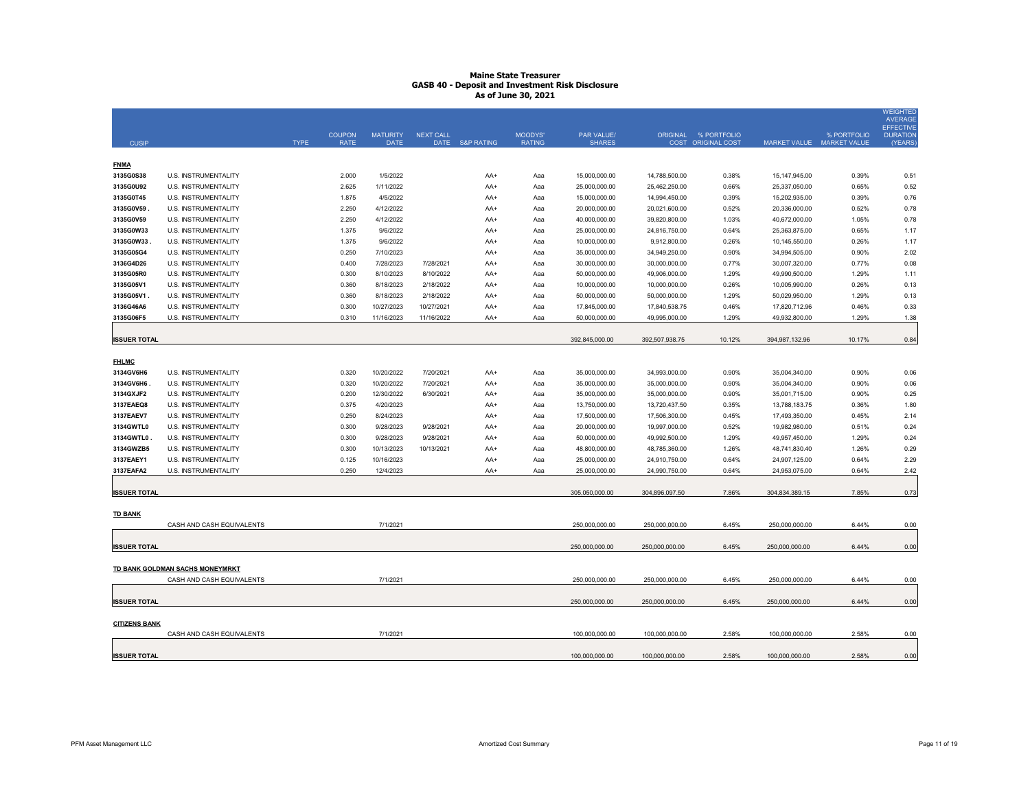# Maine State Treasurer
## GASB 40 - Deposit and Investment Risk Disclosure
### As of June 30, 2021

| CUSIP | | TYPE | COUPON RATE | MATURITY DATE | NEXT CALL DATE | S&P RATING | MOODYS' RATING | PAR VALUE/ SHARES | ORIGINAL COST | % PORTFOLIO ORIGINAL COST | MARKET VALUE | % PORTFOLIO MARKET VALUE | WEIGHTED AVERAGE EFFECTIVE DURATION (YEARS) |
|---|---|---|---|---|---|---|---|---|---|---|---|---|---|
| **FNMA** | | | | | | | | | | | | | |
| 3135G0S38 | U.S. INSTRUMENTALITY | | 2.000 | 1/5/2022 | | AA+ | Aaa | 15,000,000.00 | 14,788,500.00 | 0.38% | 15,147,945.00 | 0.39% | 0.51 |
| 3135G0U92 | U.S. INSTRUMENTALITY | | 2.625 | 1/11/2022 | | AA+ | Aaa | 25,000,000.00 | 25,462,250.00 | 0.66% | 25,337,050.00 | 0.65% | 0.52 |
| 3135G0T45 | U.S. INSTRUMENTALITY | | 1.875 | 4/5/2022 | | AA+ | Aaa | 15,000,000.00 | 14,994,450.00 | 0.39% | 15,202,935.00 | 0.39% | 0.76 |
| 3135G0V59 . | U.S. INSTRUMENTALITY | | 2.250 | 4/12/2022 | | AA+ | Aaa | 20,000,000.00 | 20,021,600.00 | 0.52% | 20,336,000.00 | 0.52% | 0.78 |
| 3135G0V59 | U.S. INSTRUMENTALITY | | 2.250 | 4/12/2022 | | AA+ | Aaa | 40,000,000.00 | 39,820,800.00 | 1.03% | 40,672,000.00 | 1.05% | 0.78 |
| 3135G0W33 | U.S. INSTRUMENTALITY | | 1.375 | 9/6/2022 | | AA+ | Aaa | 25,000,000.00 | 24,816,750.00 | 0.64% | 25,363,875.00 | 0.65% | 1.17 |
| 3135G0W33 . | U.S. INSTRUMENTALITY | | 1.375 | 9/6/2022 | | AA+ | Aaa | 10,000,000.00 | 9,912,800.00 | 0.26% | 10,145,550.00 | 0.26% | 1.17 |
| 3135G05G4 | U.S. INSTRUMENTALITY | | 0.250 | 7/10/2023 | | AA+ | Aaa | 35,000,000.00 | 34,949,250.00 | 0.90% | 34,994,505.00 | 0.90% | 2.02 |
| 3136G4D26 | U.S. INSTRUMENTALITY | | 0.400 | 7/28/2023 | 7/28/2021 | AA+ | Aaa | 30,000,000.00 | 30,000,000.00 | 0.77% | 30,007,320.00 | 0.77% | 0.08 |
| 3135G05R0 | U.S. INSTRUMENTALITY | | 0.300 | 8/10/2023 | 8/10/2022 | AA+ | Aaa | 50,000,000.00 | 49,906,000.00 | 1.29% | 49,990,500.00 | 1.29% | 1.11 |
| 3135G05V1 | U.S. INSTRUMENTALITY | | 0.360 | 8/18/2023 | 2/18/2022 | AA+ | Aaa | 10,000,000.00 | 10,000,000.00 | 0.26% | 10,005,990.00 | 0.26% | 0.13 |
| 3135G05V1 . | U.S. INSTRUMENTALITY | | 0.360 | 8/18/2023 | 2/18/2022 | AA+ | Aaa | 50,000,000.00 | 50,000,000.00 | 1.29% | 50,029,950.00 | 1.29% | 0.13 |
| 3136G46A6 | U.S. INSTRUMENTALITY | | 0.300 | 10/27/2023 | 10/27/2021 | AA+ | Aaa | 17,845,000.00 | 17,840,538.75 | 0.46% | 17,820,712.96 | 0.46% | 0.33 |
| 3135G06F5 | U.S. INSTRUMENTALITY | | 0.310 | 11/16/2023 | 11/16/2022 | AA+ | Aaa | 50,000,000.00 | 49,995,000.00 | 1.29% | 49,932,800.00 | 1.29% | 1.38 |
| **ISSUER TOTAL** | | | | | | | | 392,845,000.00 | 392,507,938.75 | 10.12% | 394,987,132.96 | 10.17% | 0.84 |
| **FHLMC** | | | | | | | | | | | | | |
| 3134GV6H6 | U.S. INSTRUMENTALITY | | 0.320 | 10/20/2022 | 7/20/2021 | AA+ | Aaa | 35,000,000.00 | 34,993,000.00 | 0.90% | 35,004,340.00 | 0.90% | 0.06 |
| 3134GV6H6 . | U.S. INSTRUMENTALITY | | 0.320 | 10/20/2022 | 7/20/2021 | AA+ | Aaa | 35,000,000.00 | 35,000,000.00 | 0.90% | 35,004,340.00 | 0.90% | 0.06 |
| 3134GXJF2 | U.S. INSTRUMENTALITY | | 0.200 | 12/30/2022 | 6/30/2021 | AA+ | Aaa | 35,000,000.00 | 35,000,000.00 | 0.90% | 35,001,715.00 | 0.90% | 0.25 |
| 3137EAEQ8 | U.S. INSTRUMENTALITY | | 0.375 | 4/20/2023 | | AA+ | Aaa | 13,750,000.00 | 13,720,437.50 | 0.35% | 13,788,183.75 | 0.36% | 1.80 |
| 3137EAEV7 | U.S. INSTRUMENTALITY | | 0.250 | 8/24/2023 | | AA+ | Aaa | 17,500,000.00 | 17,506,300.00 | 0.45% | 17,493,350.00 | 0.45% | 2.14 |
| 3134GWTL0 | U.S. INSTRUMENTALITY | | 0.300 | 9/28/2023 | 9/28/2021 | AA+ | Aaa | 20,000,000.00 | 19,997,000.00 | 0.52% | 19,982,980.00 | 0.51% | 0.24 |
| 3134GWTL0 . | U.S. INSTRUMENTALITY | | 0.300 | 9/28/2023 | 9/28/2021 | AA+ | Aaa | 50,000,000.00 | 49,992,500.00 | 1.29% | 49,957,450.00 | 1.29% | 0.24 |
| 3134GWZB5 | U.S. INSTRUMENTALITY | | 0.300 | 10/13/2023 | 10/13/2021 | AA+ | Aaa | 48,800,000.00 | 48,785,360.00 | 1.26% | 48,741,830.40 | 1.26% | 0.29 |
| 3137EAEY1 | U.S. INSTRUMENTALITY | | 0.125 | 10/16/2023 | | AA+ | Aaa | 25,000,000.00 | 24,910,750.00 | 0.64% | 24,907,125.00 | 0.64% | 2.29 |
| 3137EAFA2 | U.S. INSTRUMENTALITY | | 0.250 | 12/4/2023 | | AA+ | Aaa | 25,000,000.00 | 24,990,750.00 | 0.64% | 24,953,075.00 | 0.64% | 2.42 |
| **ISSUER TOTAL** | | | | | | | | 305,050,000.00 | 304,896,097.50 | 7.86% | 304,834,389.15 | 7.85% | 0.73 |
| **TD BANK** | | | | | | | | | | | | | |
| | CASH AND CASH EQUIVALENTS | | | 7/1/2021 | | | | 250,000,000.00 | 250,000,000.00 | 6.45% | 250,000,000.00 | 6.44% | 0.00 |
| **ISSUER TOTAL** | | | | | | | | 250,000,000.00 | 250,000,000.00 | 6.45% | 250,000,000.00 | 6.44% | 0.00 |
| **TD BANK GOLDMAN SACHS MONEYMRKT** | | | | | | | | | | | | | |
| | CASH AND CASH EQUIVALENTS | | | 7/1/2021 | | | | 250,000,000.00 | 250,000,000.00 | 6.45% | 250,000,000.00 | 6.44% | 0.00 |
| **ISSUER TOTAL** | | | | | | | | 250,000,000.00 | 250,000,000.00 | 6.45% | 250,000,000.00 | 6.44% | 0.00 |
| **CITIZENS BANK** | | | | | | | | | | | | | |
| | CASH AND CASH EQUIVALENTS | | | 7/1/2021 | | | | 100,000,000.00 | 100,000,000.00 | 2.58% | 100,000,000.00 | 2.58% | 0.00 |
| **ISSUER TOTAL** | | | | | | | | 100,000,000.00 | 100,000,000.00 | 2.58% | 100,000,000.00 | 2.58% | 0.00 |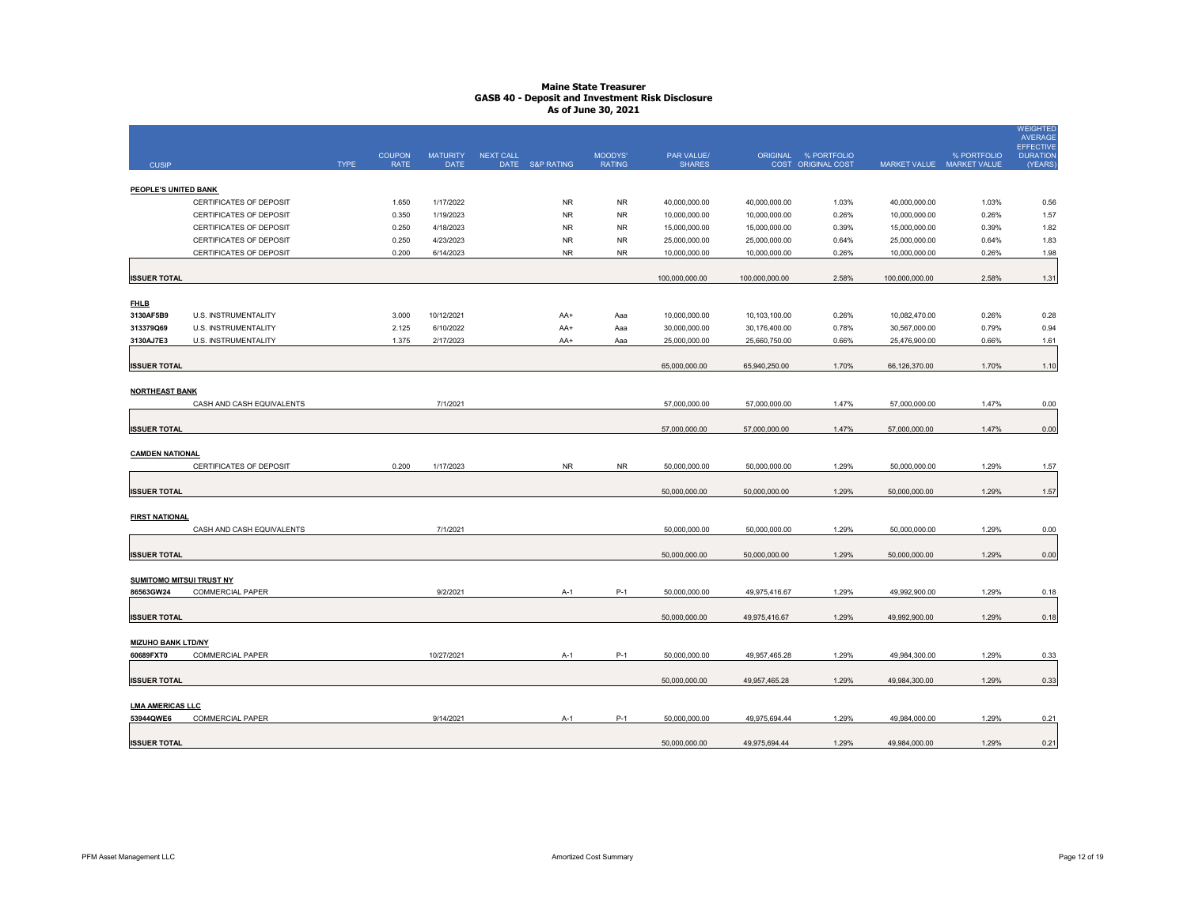# Maine State Treasurer
## GASB 40 - Deposit and Investment Risk Disclosure
### As of June 30, 2021

| CUSIP | | TYPE | COUPON RATE | MATURITY DATE | NEXT CALL DATE | S&P RATING | MOODYS' RATING | PAR VALUE/ SHARES | ORIGINAL COST | % PORTFOLIO ORIGINAL COST | MARKET VALUE | % PORTFOLIO MARKET VALUE | WEIGHTED AVERAGE EFFECTIVE DURATION (YEARS) |
|---|---|---|---|---|---|---|---|---|---|---|---|---|---|
| **PEOPLE'S UNITED BANK** | | | | | | | | | | | | | |
| | CERTIFICATES OF DEPOSIT | | 1.650 | 1/17/2022 | | NR | NR | 40,000,000.00 | 40,000,000.00 | 1.03% | 40,000,000.00 | 1.03% | 0.56 |
| | CERTIFICATES OF DEPOSIT | | 0.350 | 1/19/2023 | | NR | NR | 10,000,000.00 | 10,000,000.00 | 0.26% | 10,000,000.00 | 0.26% | 1.57 |
| | CERTIFICATES OF DEPOSIT | | 0.250 | 4/18/2023 | | NR | NR | 15,000,000.00 | 15,000,000.00 | 0.39% | 15,000,000.00 | 0.39% | 1.82 |
| | CERTIFICATES OF DEPOSIT | | 0.250 | 4/23/2023 | | NR | NR | 25,000,000.00 | 25,000,000.00 | 0.64% | 25,000,000.00 | 0.64% | 1.83 |
| | CERTIFICATES OF DEPOSIT | | 0.200 | 6/14/2023 | | NR | NR | 10,000,000.00 | 10,000,000.00 | 0.26% | 10,000,000.00 | 0.26% | 1.98 |
| **ISSUER TOTAL** | | | | | | | | 100,000,000.00 | 100,000,000.00 | 2.58% | 100,000,000.00 | 2.58% | 1.31 |
| **FHLB** | | | | | | | | | | | | | |
| 3130AF5B9 | U.S. INSTRUMENTALITY | | 3.000 | 10/12/2021 | | AA+ | Aaa | 10,000,000.00 | 10,103,100.00 | 0.26% | 10,082,470.00 | 0.26% | 0.28 |
| 313379Q69 | U.S. INSTRUMENTALITY | | 2.125 | 6/10/2022 | | AA+ | Aaa | 30,000,000.00 | 30,176,400.00 | 0.78% | 30,567,000.00 | 0.79% | 0.94 |
| 3130AJ7E3 | U.S. INSTRUMENTALITY | | 1.375 | 2/17/2023 | | AA+ | Aaa | 25,000,000.00 | 25,660,750.00 | 0.66% | 25,476,900.00 | 0.66% | 1.61 |
| **ISSUER TOTAL** | | | | | | | | 65,000,000.00 | 65,940,250.00 | 1.70% | 66,126,370.00 | 1.70% | 1.10 |
| **NORTHEAST BANK** | | | | | | | | | | | | | |
| | CASH AND CASH EQUIVALENTS | | | 7/1/2021 | | | | 57,000,000.00 | 57,000,000.00 | 1.47% | 57,000,000.00 | 1.47% | 0.00 |
| **ISSUER TOTAL** | | | | | | | | 57,000,000.00 | 57,000,000.00 | 1.47% | 57,000,000.00 | 1.47% | 0.00 |
| **CAMDEN NATIONAL** | | | | | | | | | | | | | |
| | CERTIFICATES OF DEPOSIT | | 0.200 | 1/17/2023 | | NR | NR | 50,000,000.00 | 50,000,000.00 | 1.29% | 50,000,000.00 | 1.29% | 1.57 |
| **ISSUER TOTAL** | | | | | | | | 50,000,000.00 | 50,000,000.00 | 1.29% | 50,000,000.00 | 1.29% | 1.57 |
| **FIRST NATIONAL** | | | | | | | | | | | | | |
| | CASH AND CASH EQUIVALENTS | | | 7/1/2021 | | | | 50,000,000.00 | 50,000,000.00 | 1.29% | 50,000,000.00 | 1.29% | 0.00 |
| **ISSUER TOTAL** | | | | | | | | 50,000,000.00 | 50,000,000.00 | 1.29% | 50,000,000.00 | 1.29% | 0.00 |
| **SUMITOMO MITSUI TRUST NY** | | | | | | | | | | | | | |
| 86563GW24 | COMMERCIAL PAPER | | | 9/2/2021 | | A-1 | P-1 | 50,000,000.00 | 49,975,416.67 | 1.29% | 49,992,900.00 | 1.29% | 0.18 |
| **ISSUER TOTAL** | | | | | | | | 50,000,000.00 | 49,975,416.67 | 1.29% | 49,992,900.00 | 1.29% | 0.18 |
| **MIZUHO BANK LTD/NY** | | | | | | | | | | | | | |
| 60689FXT0 | COMMERCIAL PAPER | | | 10/27/2021 | | A-1 | P-1 | 50,000,000.00 | 49,957,465.28 | 1.29% | 49,984,300.00 | 1.29% | 0.33 |
| **ISSUER TOTAL** | | | | | | | | 50,000,000.00 | 49,957,465.28 | 1.29% | 49,984,300.00 | 1.29% | 0.33 |
| **LMA AMERICAS LLC** | | | | | | | | | | | | | |
| 53944QWE6 | COMMERCIAL PAPER | | | 9/14/2021 | | A-1 | P-1 | 50,000,000.00 | 49,975,694.44 | 1.29% | 49,984,000.00 | 1.29% | 0.21 |
| **ISSUER TOTAL** | | | | | | | | 50,000,000.00 | 49,975,694.44 | 1.29% | 49,984,000.00 | 1.29% | 0.21 |

PFM Asset Management LLC — Amortized Cost Summary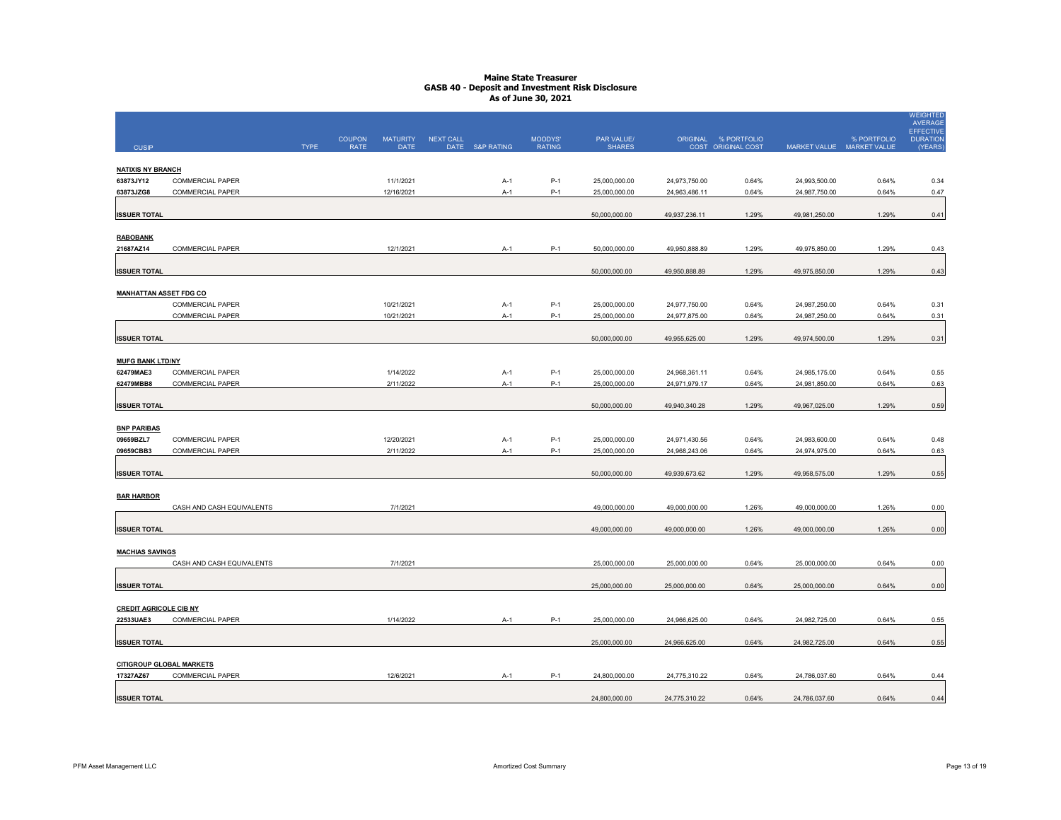# Maine State Treasurer
## GASB 40 - Deposit and Investment Risk Disclosure
### As of June 30, 2021

| CUSIP | | TYPE | COUPON RATE | MATURITY DATE | NEXT CALL DATE | S&P RATING | MOODYS' RATING | PAR VALUE/ SHARES | ORIGINAL COST | % PORTFOLIO ORIGINAL COST | MARKET VALUE | % PORTFOLIO MARKET VALUE | WEIGHTED AVERAGE EFFECTIVE DURATION (YEARS) |
|---|---|---|---|---|---|---|---|---|---|---|---|---|---|
| **NATIXIS NY BRANCH** | | | | | | | | | | | | | |
| 63873JY12 | COMMERCIAL PAPER | | | 11/1/2021 | | A-1 | P-1 | 25,000,000.00 | 24,973,750.00 | 0.64% | 24,993,500.00 | 0.64% | 0.34 |
| 63873JZG8 | COMMERCIAL PAPER | | | 12/16/2021 | | A-1 | P-1 | 25,000,000.00 | 24,963,486.11 | 0.64% | 24,987,750.00 | 0.64% | 0.47 |
| **ISSUER TOTAL** | | | | | | | | 50,000,000.00 | 49,937,236.11 | 1.29% | 49,981,250.00 | 1.29% | 0.41 |
| **RABOBANK** | | | | | | | | | | | | | |
| 21687AZ14 | COMMERCIAL PAPER | | | 12/1/2021 | | A-1 | P-1 | 50,000,000.00 | 49,950,888.89 | 1.29% | 49,975,850.00 | 1.29% | 0.43 |
| **ISSUER TOTAL** | | | | | | | | 50,000,000.00 | 49,950,888.89 | 1.29% | 49,975,850.00 | 1.29% | 0.43 |
| **MANHATTAN ASSET FDG CO** | | | | | | | | | | | | | |
| | COMMERCIAL PAPER | | | 10/21/2021 | | A-1 | P-1 | 25,000,000.00 | 24,977,750.00 | 0.64% | 24,987,250.00 | 0.64% | 0.31 |
| | COMMERCIAL PAPER | | | 10/21/2021 | | A-1 | P-1 | 25,000,000.00 | 24,977,875.00 | 0.64% | 24,987,250.00 | 0.64% | 0.31 |
| **ISSUER TOTAL** | | | | | | | | 50,000,000.00 | 49,955,625.00 | 1.29% | 49,974,500.00 | 1.29% | 0.31 |
| **MUFG BANK LTD/NY** | | | | | | | | | | | | | |
| 62479MAE3 | COMMERCIAL PAPER | | | 1/14/2022 | | A-1 | P-1 | 25,000,000.00 | 24,968,361.11 | 0.64% | 24,985,175.00 | 0.64% | 0.55 |
| 62479MBB8 | COMMERCIAL PAPER | | | 2/11/2022 | | A-1 | P-1 | 25,000,000.00 | 24,971,979.17 | 0.64% | 24,981,850.00 | 0.64% | 0.63 |
| **ISSUER TOTAL** | | | | | | | | 50,000,000.00 | 49,940,340.28 | 1.29% | 49,967,025.00 | 1.29% | 0.59 |
| **BNP PARIBAS** | | | | | | | | | | | | | |
| 09659BZL7 | COMMERCIAL PAPER | | | 12/20/2021 | | A-1 | P-1 | 25,000,000.00 | 24,971,430.56 | 0.64% | 24,983,600.00 | 0.64% | 0.48 |
| 09659CBB3 | COMMERCIAL PAPER | | | 2/11/2022 | | A-1 | P-1 | 25,000,000.00 | 24,968,243.06 | 0.64% | 24,974,975.00 | 0.64% | 0.63 |
| **ISSUER TOTAL** | | | | | | | | 50,000,000.00 | 49,939,673.62 | 1.29% | 49,958,575.00 | 1.29% | 0.55 |
| **BAR HARBOR** | | | | | | | | | | | | | |
| | CASH AND CASH EQUIVALENTS | | | 7/1/2021 | | | | 49,000,000.00 | 49,000,000.00 | 1.26% | 49,000,000.00 | 1.26% | 0.00 |
| **ISSUER TOTAL** | | | | | | | | 49,000,000.00 | 49,000,000.00 | 1.26% | 49,000,000.00 | 1.26% | 0.00 |
| **MACHIAS SAVINGS** | | | | | | | | | | | | | |
| | CASH AND CASH EQUIVALENTS | | | 7/1/2021 | | | | 25,000,000.00 | 25,000,000.00 | 0.64% | 25,000,000.00 | 0.64% | 0.00 |
| **ISSUER TOTAL** | | | | | | | | 25,000,000.00 | 25,000,000.00 | 0.64% | 25,000,000.00 | 0.64% | 0.00 |
| **CREDIT AGRICOLE CIB NY** | | | | | | | | | | | | | |
| 22533UAE3 | COMMERCIAL PAPER | | | 1/14/2022 | | A-1 | P-1 | 25,000,000.00 | 24,966,625.00 | 0.64% | 24,982,725.00 | 0.64% | 0.55 |
| **ISSUER TOTAL** | | | | | | | | 25,000,000.00 | 24,966,625.00 | 0.64% | 24,982,725.00 | 0.64% | 0.55 |
| **CITIGROUP GLOBAL MARKETS** | | | | | | | | | | | | | |
| 17327AZ67 | COMMERCIAL PAPER | | | 12/6/2021 | | A-1 | P-1 | 24,800,000.00 | 24,775,310.22 | 0.64% | 24,786,037.60 | 0.64% | 0.44 |
| **ISSUER TOTAL** | | | | | | | | 24,800,000.00 | 24,775,310.22 | 0.64% | 24,786,037.60 | 0.64% | 0.44 |

PFM Asset Management LLC — Amortized Cost Summary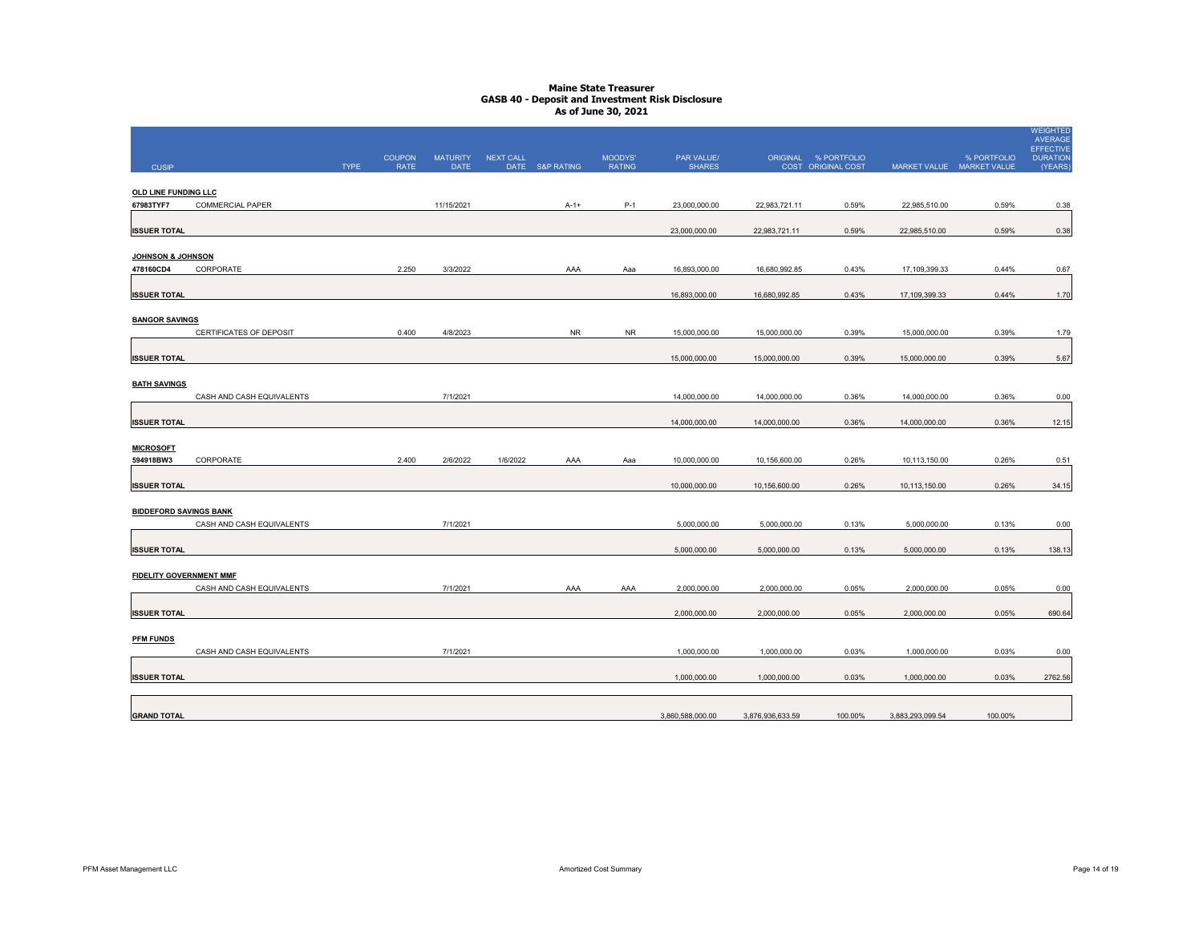# Maine State Treasurer
## GASB 40 - Deposit and Investment Risk Disclosure
### As of June 30, 2021

| CUSIP | | TYPE | COUPON RATE | MATURITY DATE | NEXT CALL DATE | S&P RATING | MOODYS' RATING | PAR VALUE/ SHARES | ORIGINAL COST | % PORTFOLIO ORIGINAL COST | MARKET VALUE | % PORTFOLIO MARKET VALUE | WEIGHTED AVERAGE EFFECTIVE DURATION (YEARS) |
|---|---|---|---|---|---|---|---|---|---|---|---|---|---|
| **OLD LINE FUNDING LLC** | | | | | | | | | | | | | |
| 67983TYF7 | COMMERCIAL PAPER | | | 11/15/2021 | | A-1+ | P-1 | 23,000,000.00 | 22,983,721.11 | 0.59% | 22,985,510.00 | 0.59% | 0.38 |
| **ISSUER TOTAL** | | | | | | | | 23,000,000.00 | 22,983,721.11 | 0.59% | 22,985,510.00 | 0.59% | 0.38 |
| **JOHNSON & JOHNSON** | | | | | | | | | | | | | |
| 478160CD4 | CORPORATE | | 2.250 | 3/3/2022 | | AAA | Aaa | 16,893,000.00 | 16,680,992.85 | 0.43% | 17,109,399.33 | 0.44% | 0.67 |
| **ISSUER TOTAL** | | | | | | | | 16,893,000.00 | 16,680,992.85 | 0.43% | 17,109,399.33 | 0.44% | 1.70 |
| **BANGOR SAVINGS** | | | | | | | | | | | | | |
| | CERTIFICATES OF DEPOSIT | | 0.400 | 4/8/2023 | | NR | NR | 15,000,000.00 | 15,000,000.00 | 0.39% | 15,000,000.00 | 0.39% | 1.79 |
| **ISSUER TOTAL** | | | | | | | | 15,000,000.00 | 15,000,000.00 | 0.39% | 15,000,000.00 | 0.39% | 5.67 |
| **BATH SAVINGS** | | | | | | | | | | | | | |
| | CASH AND CASH EQUIVALENTS | | | 7/1/2021 | | | | 14,000,000.00 | 14,000,000.00 | 0.36% | 14,000,000.00 | 0.36% | 0.00 |
| **ISSUER TOTAL** | | | | | | | | 14,000,000.00 | 14,000,000.00 | 0.36% | 14,000,000.00 | 0.36% | 12.15 |
| **MICROSOFT** | | | | | | | | | | | | | |
| 594918BW3 | CORPORATE | | 2.400 | 2/6/2022 | 1/6/2022 | AAA | Aaa | 10,000,000.00 | 10,156,600.00 | 0.26% | 10,113,150.00 | 0.26% | 0.51 |
| **ISSUER TOTAL** | | | | | | | | 10,000,000.00 | 10,156,600.00 | 0.26% | 10,113,150.00 | 0.26% | 34.15 |
| **BIDDEFORD SAVINGS BANK** | | | | | | | | | | | | | |
| | CASH AND CASH EQUIVALENTS | | | 7/1/2021 | | | | 5,000,000.00 | 5,000,000.00 | 0.13% | 5,000,000.00 | 0.13% | 0.00 |
| **ISSUER TOTAL** | | | | | | | | 5,000,000.00 | 5,000,000.00 | 0.13% | 5,000,000.00 | 0.13% | 138.13 |
| **FIDELITY GOVERNMENT MMF** | | | | | | | | | | | | | |
| | CASH AND CASH EQUIVALENTS | | | 7/1/2021 | | AAA | AAA | 2,000,000.00 | 2,000,000.00 | 0.05% | 2,000,000.00 | 0.05% | 0.00 |
| **ISSUER TOTAL** | | | | | | | | 2,000,000.00 | 2,000,000.00 | 0.05% | 2,000,000.00 | 0.05% | 690.64 |
| **PFM FUNDS** | | | | | | | | | | | | | |
| | CASH AND CASH EQUIVALENTS | | | 7/1/2021 | | | | 1,000,000.00 | 1,000,000.00 | 0.03% | 1,000,000.00 | 0.03% | 0.00 |
| **ISSUER TOTAL** | | | | | | | | 1,000,000.00 | 1,000,000.00 | 0.03% | 1,000,000.00 | 0.03% | 2762.56 |
| **GRAND TOTAL** | | | | | | | | 3,860,588,000.00 | 3,876,936,633.59 | 100.00% | 3,883,293,099.54 | 100.00% | |

PFM Asset Management LLC

Amortized Cost Summary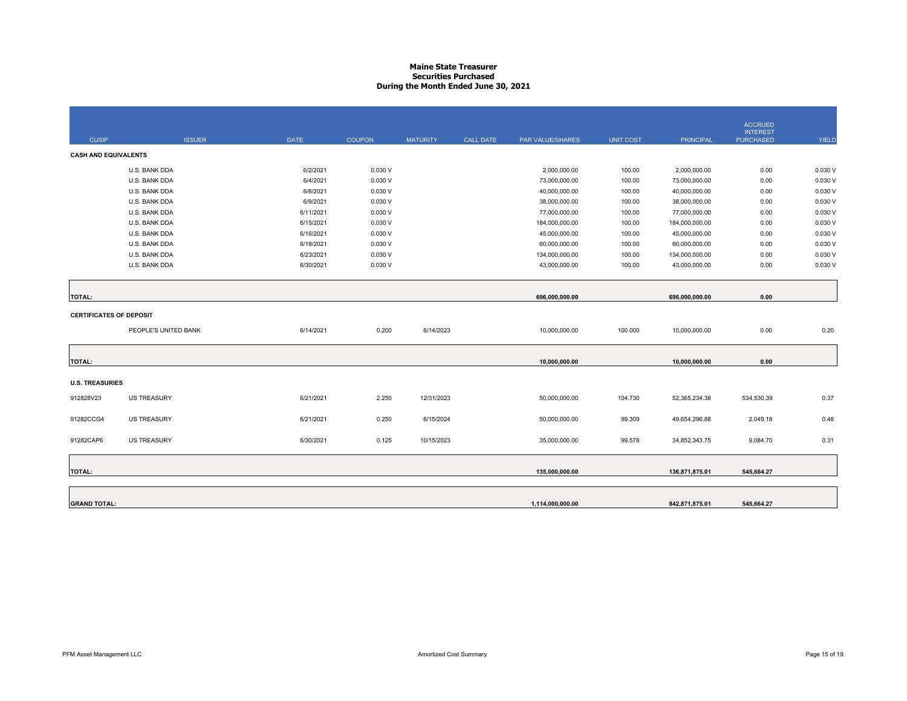# Maine State Treasurer
## Securities Purchased
## During the Month Ended June 30, 2021

| CUSIP | ISSUER | DATE | COUPON | MATURITY | CALL DATE | PAR VALUE/SHARES | UNIT COST | PRINCIPAL | ACCRUED INTEREST PURCHASED | YIELD |
|---|---|---|---|---|---|---|---|---|---|---|
| **CASH AND EQUIVALENTS** | | | | | | | | | | |
| | U.S. BANK DDA | 6/2/2021 | 0.030 V | | | 2,000,000.00 | 100.00 | 2,000,000.00 | 0.00 | 0.030 V |
| | U.S. BANK DDA | 6/4/2021 | 0.030 V | | | 73,000,000.00 | 100.00 | 73,000,000.00 | 0.00 | 0.030 V |
| | U.S. BANK DDA | 6/8/2021 | 0.030 V | | | 40,000,000.00 | 100.00 | 40,000,000.00 | 0.00 | 0.030 V |
| | U.S. BANK DDA | 6/9/2021 | 0.030 V | | | 38,000,000.00 | 100.00 | 38,000,000.00 | 0.00 | 0.030 V |
| | U.S. BANK DDA | 6/11/2021 | 0.030 V | | | 77,000,000.00 | 100.00 | 77,000,000.00 | 0.00 | 0.030 V |
| | U.S. BANK DDA | 6/15/2021 | 0.030 V | | | 184,000,000.00 | 100.00 | 184,000,000.00 | 0.00 | 0.030 V |
| | U.S. BANK DDA | 6/16/2021 | 0.030 V | | | 45,000,000.00 | 100.00 | 45,000,000.00 | 0.00 | 0.030 V |
| | U.S. BANK DDA | 6/18/2021 | 0.030 V | | | 60,000,000.00 | 100.00 | 60,000,000.00 | 0.00 | 0.030 V |
| | U.S. BANK DDA | 6/23/2021 | 0.030 V | | | 134,000,000.00 | 100.00 | 134,000,000.00 | 0.00 | 0.030 V |
| | U.S. BANK DDA | 6/30/2021 | 0.030 V | | | 43,000,000.00 | 100.00 | 43,000,000.00 | 0.00 | 0.030 V |
| **TOTAL:** | | | | | | **696,000,000.00** | | **696,000,000.00** | **0.00** | |
| **CERTIFICATES OF DEPOSIT** | | | | | | | | | | |
| | PEOPLE'S UNITED BANK | 6/14/2021 | 0.200 | 6/14/2023 | | 10,000,000.00 | 100.000 | 10,000,000.00 | 0.00 | 0.20 |
| **TOTAL:** | | | | | | **10,000,000.00** | | **10,000,000.00** | **0.00** | |
| **U.S. TREASURIES** | | | | | | | | | | |
| 912828V23 | US TREASURY | 6/21/2021 | 2.250 | 12/31/2023 | | 50,000,000.00 | 104.730 | 52,365,234.38 | 534,530.39 | 0.37 |
| 91282CCG4 | US TREASURY | 6/21/2021 | 0.250 | 6/15/2024 | | 50,000,000.00 | 99.309 | 49,654,296.88 | 2,049.18 | 0.48 |
| 91282CAP6 | US TREASURY | 6/30/2021 | 0.125 | 10/15/2023 | | 35,000,000.00 | 99.578 | 34,852,343.75 | 9,084.70 | 0.31 |
| **TOTAL:** | | | | | | **135,000,000.00** | | **136,871,875.01** | **545,664.27** | |
| **GRAND TOTAL:** | | | | | | **1,114,000,000.00** | | **842,871,875.01** | **545,664.27** | |

PFM Asset Management LLC — Amortized Cost Summary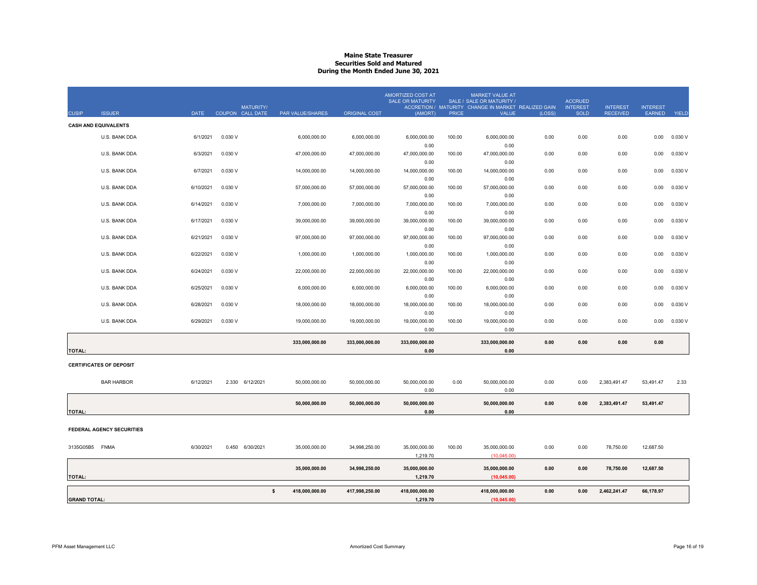# Maine State Treasurer
## Securities Sold and Matured
### During the Month Ended June 30, 2021

| CUSIP | ISSUER | DATE | COUPON | MATURITY/ CALL DATE | PAR VALUE/SHARES | ORIGINAL COST | AMORTIZED COST AT SALE OR MATURITY ACCRETION / (AMORT) | SALE / MATURITY PRICE | MARKET VALUE AT SALE OR MATURITY / CHANGE IN MARKET VALUE | REALIZED GAIN (LOSS) | ACCRUED INTEREST SOLD | INTEREST RECEIVED | INTEREST EARNED | YIELD |
|---|---|---|---|---|---|---|---|---|---|---|---|---|---|---|
| **CASH AND EQUIVALENTS** | | | | | | | | | | | | | | |
| | U.S. BANK DDA | 6/1/2021 | 0.030 V | | 6,000,000.00 | 6,000,000.00 | 6,000,000.00<br>0.00 | 100.00 | 6,000,000.00<br>0.00 | 0.00 | 0.00 | 0.00 | 0.00 | 0.030 V |
| | U.S. BANK DDA | 6/3/2021 | 0.030 V | | 47,000,000.00 | 47,000,000.00 | 47,000,000.00<br>0.00 | 100.00 | 47,000,000.00<br>0.00 | 0.00 | 0.00 | 0.00 | 0.00 | 0.030 V |
| | U.S. BANK DDA | 6/7/2021 | 0.030 V | | 14,000,000.00 | 14,000,000.00 | 14,000,000.00<br>0.00 | 100.00 | 14,000,000.00<br>0.00 | 0.00 | 0.00 | 0.00 | 0.00 | 0.030 V |
| | U.S. BANK DDA | 6/10/2021 | 0.030 V | | 57,000,000.00 | 57,000,000.00 | 57,000,000.00<br>0.00 | 100.00 | 57,000,000.00<br>0.00 | 0.00 | 0.00 | 0.00 | 0.00 | 0.030 V |
| | U.S. BANK DDA | 6/14/2021 | 0.030 V | | 7,000,000.00 | 7,000,000.00 | 7,000,000.00<br>0.00 | 100.00 | 7,000,000.00<br>0.00 | 0.00 | 0.00 | 0.00 | 0.00 | 0.030 V |
| | U.S. BANK DDA | 6/17/2021 | 0.030 V | | 39,000,000.00 | 39,000,000.00 | 39,000,000.00<br>0.00 | 100.00 | 39,000,000.00<br>0.00 | 0.00 | 0.00 | 0.00 | 0.00 | 0.030 V |
| | U.S. BANK DDA | 6/21/2021 | 0.030 V | | 97,000,000.00 | 97,000,000.00 | 97,000,000.00<br>0.00 | 100.00 | 97,000,000.00<br>0.00 | 0.00 | 0.00 | 0.00 | 0.00 | 0.030 V |
| | U.S. BANK DDA | 6/22/2021 | 0.030 V | | 1,000,000.00 | 1,000,000.00 | 1,000,000.00<br>0.00 | 100.00 | 1,000,000.00<br>0.00 | 0.00 | 0.00 | 0.00 | 0.00 | 0.030 V |
| | U.S. BANK DDA | 6/24/2021 | 0.030 V | | 22,000,000.00 | 22,000,000.00 | 22,000,000.00<br>0.00 | 100.00 | 22,000,000.00<br>0.00 | 0.00 | 0.00 | 0.00 | 0.00 | 0.030 V |
| | U.S. BANK DDA | 6/25/2021 | 0.030 V | | 6,000,000.00 | 6,000,000.00 | 6,000,000.00<br>0.00 | 100.00 | 6,000,000.00<br>0.00 | 0.00 | 0.00 | 0.00 | 0.00 | 0.030 V |
| | U.S. BANK DDA | 6/28/2021 | 0.030 V | | 18,000,000.00 | 18,000,000.00 | 18,000,000.00<br>0.00 | 100.00 | 18,000,000.00<br>0.00 | 0.00 | 0.00 | 0.00 | 0.00 | 0.030 V |
| | U.S. BANK DDA | 6/29/2021 | 0.030 V | | 19,000,000.00 | 19,000,000.00 | 19,000,000.00<br>0.00 | 100.00 | 19,000,000.00<br>0.00 | 0.00 | 0.00 | 0.00 | 0.00 | 0.030 V |
| **TOTAL:** | | | | | **333,000,000.00** | **333,000,000.00** | **333,000,000.00**<br>**0.00** | | **333,000,000.00**<br>**0.00** | **0.00** | **0.00** | **0.00** | **0.00** | |
| **CERTIFICATES OF DEPOSIT** | | | | | | | | | | | | | | |
| | BAR HARBOR | 6/12/2021 | 2.330 | 6/12/2021 | 50,000,000.00 | 50,000,000.00 | 50,000,000.00<br>0.00 | 0.00 | 50,000,000.00<br>0.00 | 0.00 | 0.00 | 2,383,491.47 | 53,491.47 | 2.33 |
| **TOTAL:** | | | | | **50,000,000.00** | **50,000,000.00** | **50,000,000.00**<br>**0.00** | | **50,000,000.00**<br>**0.00** | **0.00** | **0.00** | **2,383,491.47** | **53,491.47** | |
| **FEDERAL AGENCY SECURITIES** | | | | | | | | | | | | | | |
| 3135G05B5 | FNMA | 6/30/2021 | 0.450 | 6/30/2021 | 35,000,000.00 | 34,998,250.00 | 35,000,000.00<br>1,219.70 | 100.00 | 35,000,000.00<br>(10,045.00) | 0.00 | 0.00 | 78,750.00 | 12,687.50 | |
| **TOTAL:** | | | | | **35,000,000.00** | **34,998,250.00** | **35,000,000.00**<br>**1,219.70** | | **35,000,000.00**<br>**(10,045.00)** | **0.00** | **0.00** | **78,750.00** | **12,687.50** | |
| **GRAND TOTAL:** | | | | | **$ 418,000,000.00** | **417,998,250.00** | **418,000,000.00**<br>**1,219.70** | | **418,000,000.00**<br>**(10,045.00)** | **0.00** | **0.00** | **2,462,241.47** | **66,178.97** | |

PFM Asset Management LLC

Amortized Cost Summary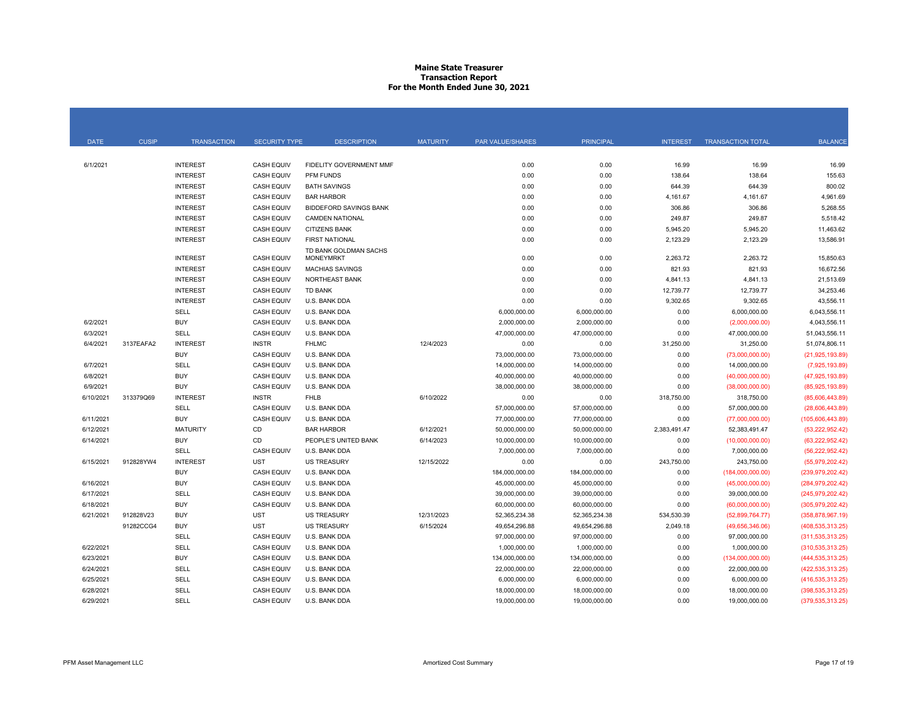# Maine State Treasurer
## Transaction Report
### For the Month Ended June 30, 2021

| DATE | CUSIP | TRANSACTION | SECURITY TYPE | DESCRIPTION | MATURITY | PAR VALUE/SHARES | PRINCIPAL | INTEREST | TRANSACTION TOTAL | BALANCE |
|---|---|---|---|---|---|---|---|---|---|---|
| 6/1/2021 | | INTEREST | CASH EQUIV | FIDELITY GOVERNMENT MMF | | 0.00 | 0.00 | 16.99 | 16.99 | 16.99 |
| | | INTEREST | CASH EQUIV | PFM FUNDS | | 0.00 | 0.00 | 138.64 | 138.64 | 155.63 |
| | | INTEREST | CASH EQUIV | BATH SAVINGS | | 0.00 | 0.00 | 644.39 | 644.39 | 800.02 |
| | | INTEREST | CASH EQUIV | BAR HARBOR | | 0.00 | 0.00 | 4,161.67 | 4,161.67 | 4,961.69 |
| | | INTEREST | CASH EQUIV | BIDDEFORD SAVINGS BANK | | 0.00 | 0.00 | 306.86 | 306.86 | 5,268.55 |
| | | INTEREST | CASH EQUIV | CAMDEN NATIONAL | | 0.00 | 0.00 | 249.87 | 249.87 | 5,518.42 |
| | | INTEREST | CASH EQUIV | CITIZENS BANK | | 0.00 | 0.00 | 5,945.20 | 5,945.20 | 11,463.62 |
| | | INTEREST | CASH EQUIV | FIRST NATIONAL | | 0.00 | 0.00 | 2,123.29 | 2,123.29 | 13,586.91 |
| | | INTEREST | CASH EQUIV | TD BANK GOLDMAN SACHS MONEYMRKT | | 0.00 | 0.00 | 2,263.72 | 2,263.72 | 15,850.63 |
| | | INTEREST | CASH EQUIV | MACHIAS SAVINGS | | 0.00 | 0.00 | 821.93 | 821.93 | 16,672.56 |
| | | INTEREST | CASH EQUIV | NORTHEAST BANK | | 0.00 | 0.00 | 4,841.13 | 4,841.13 | 21,513.69 |
| | | INTEREST | CASH EQUIV | TD BANK | | 0.00 | 0.00 | 12,739.77 | 12,739.77 | 34,253.46 |
| | | INTEREST | CASH EQUIV | U.S. BANK DDA | | 0.00 | 0.00 | 9,302.65 | 9,302.65 | 43,556.11 |
| | | SELL | CASH EQUIV | U.S. BANK DDA | | 6,000,000.00 | 6,000,000.00 | 0.00 | 6,000,000.00 | 6,043,556.11 |
| 6/2/2021 | | BUY | CASH EQUIV | U.S. BANK DDA | | 2,000,000.00 | 2,000,000.00 | 0.00 | (2,000,000.00) | 4,043,556.11 |
| 6/3/2021 | | SELL | CASH EQUIV | U.S. BANK DDA | | 47,000,000.00 | 47,000,000.00 | 0.00 | 47,000,000.00 | 51,043,556.11 |
| 6/4/2021 | 3137EAFA2 | INTEREST | INSTR | FHLMC | 12/4/2023 | 0.00 | 0.00 | 31,250.00 | 31,250.00 | 51,074,806.11 |
| | | BUY | CASH EQUIV | U.S. BANK DDA | | 73,000,000.00 | 73,000,000.00 | 0.00 | (73,000,000.00) | (21,925,193.89) |
| 6/7/2021 | | SELL | CASH EQUIV | U.S. BANK DDA | | 14,000,000.00 | 14,000,000.00 | 0.00 | 14,000,000.00 | (7,925,193.89) |
| 6/8/2021 | | BUY | CASH EQUIV | U.S. BANK DDA | | 40,000,000.00 | 40,000,000.00 | 0.00 | (40,000,000.00) | (47,925,193.89) |
| 6/9/2021 | | BUY | CASH EQUIV | U.S. BANK DDA | | 38,000,000.00 | 38,000,000.00 | 0.00 | (38,000,000.00) | (85,925,193.89) |
| 6/10/2021 | 313379Q69 | INTEREST | INSTR | FHLB | 6/10/2022 | 0.00 | 0.00 | 318,750.00 | 318,750.00 | (85,606,443.89) |
| | | SELL | CASH EQUIV | U.S. BANK DDA | | 57,000,000.00 | 57,000,000.00 | 0.00 | 57,000,000.00 | (28,606,443.89) |
| 6/11/2021 | | BUY | CASH EQUIV | U.S. BANK DDA | | 77,000,000.00 | 77,000,000.00 | 0.00 | (77,000,000.00) | (105,606,443.89) |
| 6/12/2021 | | MATURITY | CD | BAR HARBOR | 6/12/2021 | 50,000,000.00 | 50,000,000.00 | 2,383,491.47 | 52,383,491.47 | (53,222,952.42) |
| 6/14/2021 | | BUY | CD | PEOPLE'S UNITED BANK | 6/14/2023 | 10,000,000.00 | 10,000,000.00 | 0.00 | (10,000,000.00) | (63,222,952.42) |
| | | SELL | CASH EQUIV | U.S. BANK DDA | | 7,000,000.00 | 7,000,000.00 | 0.00 | 7,000,000.00 | (56,222,952.42) |
| 6/15/2021 | 912828YW4 | INTEREST | UST | US TREASURY | 12/15/2022 | 0.00 | 0.00 | 243,750.00 | 243,750.00 | (55,979,202.42) |
| | | BUY | CASH EQUIV | U.S. BANK DDA | | 184,000,000.00 | 184,000,000.00 | 0.00 | (184,000,000.00) | (239,979,202.42) |
| 6/16/2021 | | BUY | CASH EQUIV | U.S. BANK DDA | | 45,000,000.00 | 45,000,000.00 | 0.00 | (45,000,000.00) | (284,979,202.42) |
| 6/17/2021 | | SELL | CASH EQUIV | U.S. BANK DDA | | 39,000,000.00 | 39,000,000.00 | 0.00 | 39,000,000.00 | (245,979,202.42) |
| 6/18/2021 | | BUY | CASH EQUIV | U.S. BANK DDA | | 60,000,000.00 | 60,000,000.00 | 0.00 | (60,000,000.00) | (305,979,202.42) |
| 6/21/2021 | 912828V23 | BUY | UST | US TREASURY | 12/31/2023 | 52,365,234.38 | 52,365,234.38 | 534,530.39 | (52,899,764.77) | (358,878,967.19) |
| | 91282CCG4 | BUY | UST | US TREASURY | 6/15/2024 | 49,654,296.88 | 49,654,296.88 | 2,049.18 | (49,656,346.06) | (408,535,313.25) |
| | | SELL | CASH EQUIV | U.S. BANK DDA | | 97,000,000.00 | 97,000,000.00 | 0.00 | 97,000,000.00 | (311,535,313.25) |
| 6/22/2021 | | SELL | CASH EQUIV | U.S. BANK DDA | | 1,000,000.00 | 1,000,000.00 | 0.00 | 1,000,000.00 | (310,535,313.25) |
| 6/23/2021 | | BUY | CASH EQUIV | U.S. BANK DDA | | 134,000,000.00 | 134,000,000.00 | 0.00 | (134,000,000.00) | (444,535,313.25) |
| 6/24/2021 | | SELL | CASH EQUIV | U.S. BANK DDA | | 22,000,000.00 | 22,000,000.00 | 0.00 | 22,000,000.00 | (422,535,313.25) |
| 6/25/2021 | | SELL | CASH EQUIV | U.S. BANK DDA | | 6,000,000.00 | 6,000,000.00 | 0.00 | 6,000,000.00 | (416,535,313.25) |
| 6/28/2021 | | SELL | CASH EQUIV | U.S. BANK DDA | | 18,000,000.00 | 18,000,000.00 | 0.00 | 18,000,000.00 | (398,535,313.25) |
| 6/29/2021 | | SELL | CASH EQUIV | U.S. BANK DDA | | 19,000,000.00 | 19,000,000.00 | 0.00 | 19,000,000.00 | (379,535,313.25) |

PFM Asset Management LLC | Amortized Cost Summary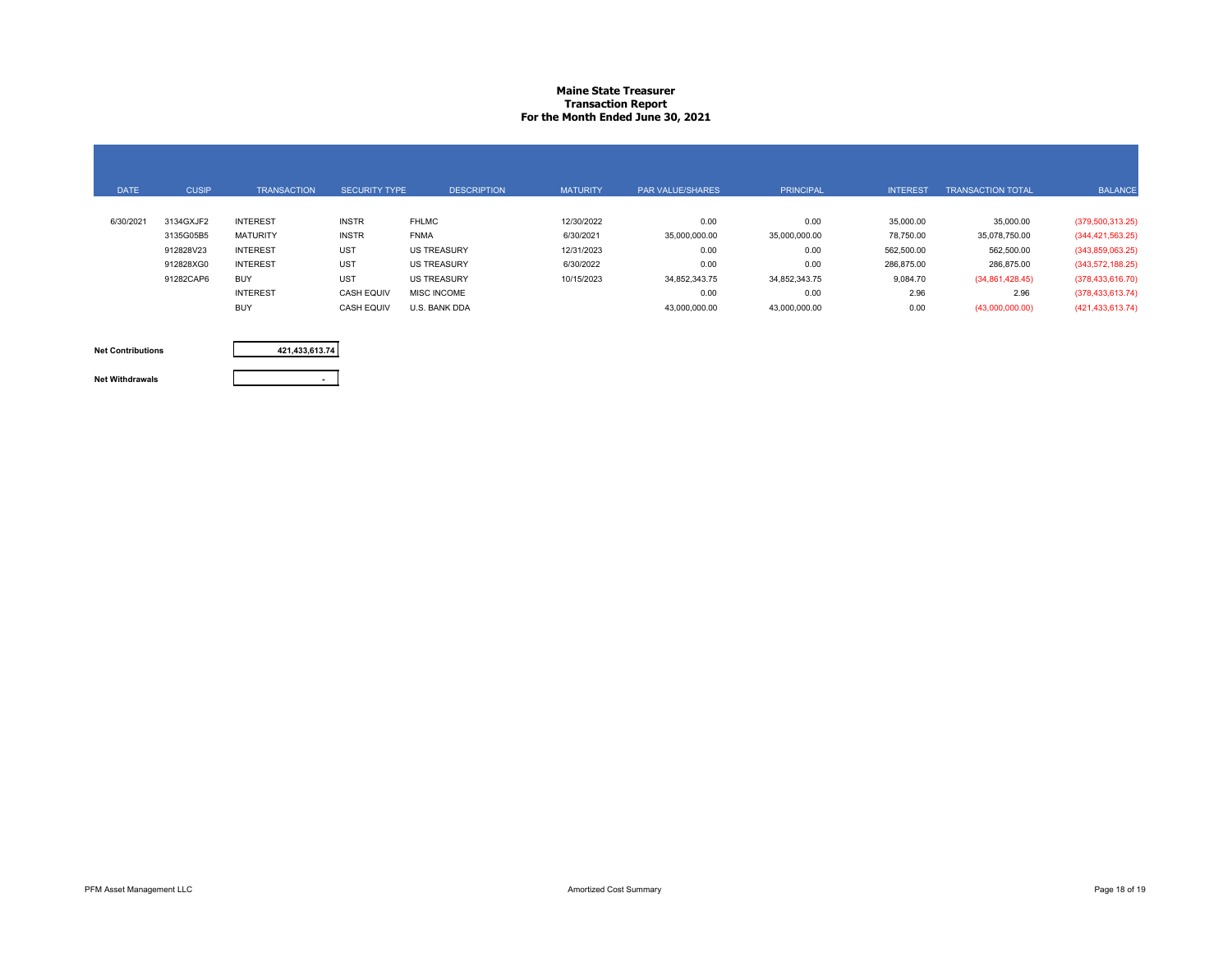# Maine State Treasurer
## Transaction Report
## For the Month Ended June 30, 2021

| DATE | CUSIP | TRANSACTION | SECURITY TYPE | DESCRIPTION | MATURITY | PAR VALUE/SHARES | PRINCIPAL | INTEREST | TRANSACTION TOTAL | BALANCE |
|---|---|---|---|---|---|---|---|---|---|---|
| 6/30/2021 | 3134GXJF2 | INTEREST | INSTR | FHLMC | 12/30/2022 | 0.00 | 0.00 | 35,000.00 | 35,000.00 | (379,500,313.25) |
| | 3135G05B5 | MATURITY | INSTR | FNMA | 6/30/2021 | 35,000,000.00 | 35,000,000.00 | 78,750.00 | 35,078,750.00 | (344,421,563.25) |
| | 912828V23 | INTEREST | UST | US TREASURY | 12/31/2023 | 0.00 | 0.00 | 562,500.00 | 562,500.00 | (343,859,063.25) |
| | 912828XG0 | INTEREST | UST | US TREASURY | 6/30/2022 | 0.00 | 0.00 | 286,875.00 | 286,875.00 | (343,572,188.25) |
| | 91282CAP6 | BUY | UST | US TREASURY | 10/15/2023 | 34,852,343.75 | 34,852,343.75 | 9,084.70 | (34,861,428.45) | (378,433,616.70) |
| | | INTEREST | CASH EQUIV | MISC INCOME | | 0.00 | 0.00 | 2.96 | 2.96 | (378,433,613.74) |
| | | BUY | CASH EQUIV | U.S. BANK DDA | | 43,000,000.00 | 43,000,000.00 | 0.00 | (43,000,000.00) | (421,433,613.74) |

| | |
|---|---|
| **Net Contributions** | 421,433,613.74 |
| **Net Withdrawals** | - |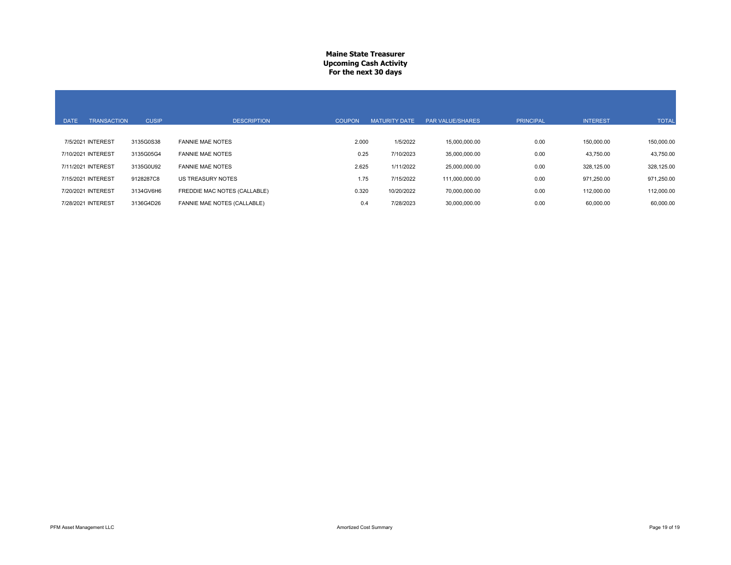**Maine State Treasurer**
**Upcoming Cash Activity**
**For the next 30 days**

| DATE | TRANSACTION | CUSIP | DESCRIPTION | COUPON | MATURITY DATE | PAR VALUE/SHARES | PRINCIPAL | INTEREST | TOTAL |
|---|---|---|---|---|---|---|---|---|---|
| 7/5/2021 | INTEREST | 3135G0S38 | FANNIE MAE NOTES | 2.000 | 1/5/2022 | 15,000,000.00 | 0.00 | 150,000.00 | 150,000.00 |
| 7/10/2021 | INTEREST | 3135G05G4 | FANNIE MAE NOTES | 0.25 | 7/10/2023 | 35,000,000.00 | 0.00 | 43,750.00 | 43,750.00 |
| 7/11/2021 | INTEREST | 3135G0U92 | FANNIE MAE NOTES | 2.625 | 1/11/2022 | 25,000,000.00 | 0.00 | 328,125.00 | 328,125.00 |
| 7/15/2021 | INTEREST | 9128287C8 | US TREASURY NOTES | 1.75 | 7/15/2022 | 111,000,000.00 | 0.00 | 971,250.00 | 971,250.00 |
| 7/20/2021 | INTEREST | 3134GV6H6 | FREDDIE MAC NOTES (CALLABLE) | 0.320 | 10/20/2022 | 70,000,000.00 | 0.00 | 112,000.00 | 112,000.00 |
| 7/28/2021 | INTEREST | 3136G4D26 | FANNIE MAE NOTES (CALLABLE) | 0.4 | 7/28/2023 | 30,000,000.00 | 0.00 | 60,000.00 | 60,000.00 |

PFM Asset Management LLC

Amortized Cost Summary